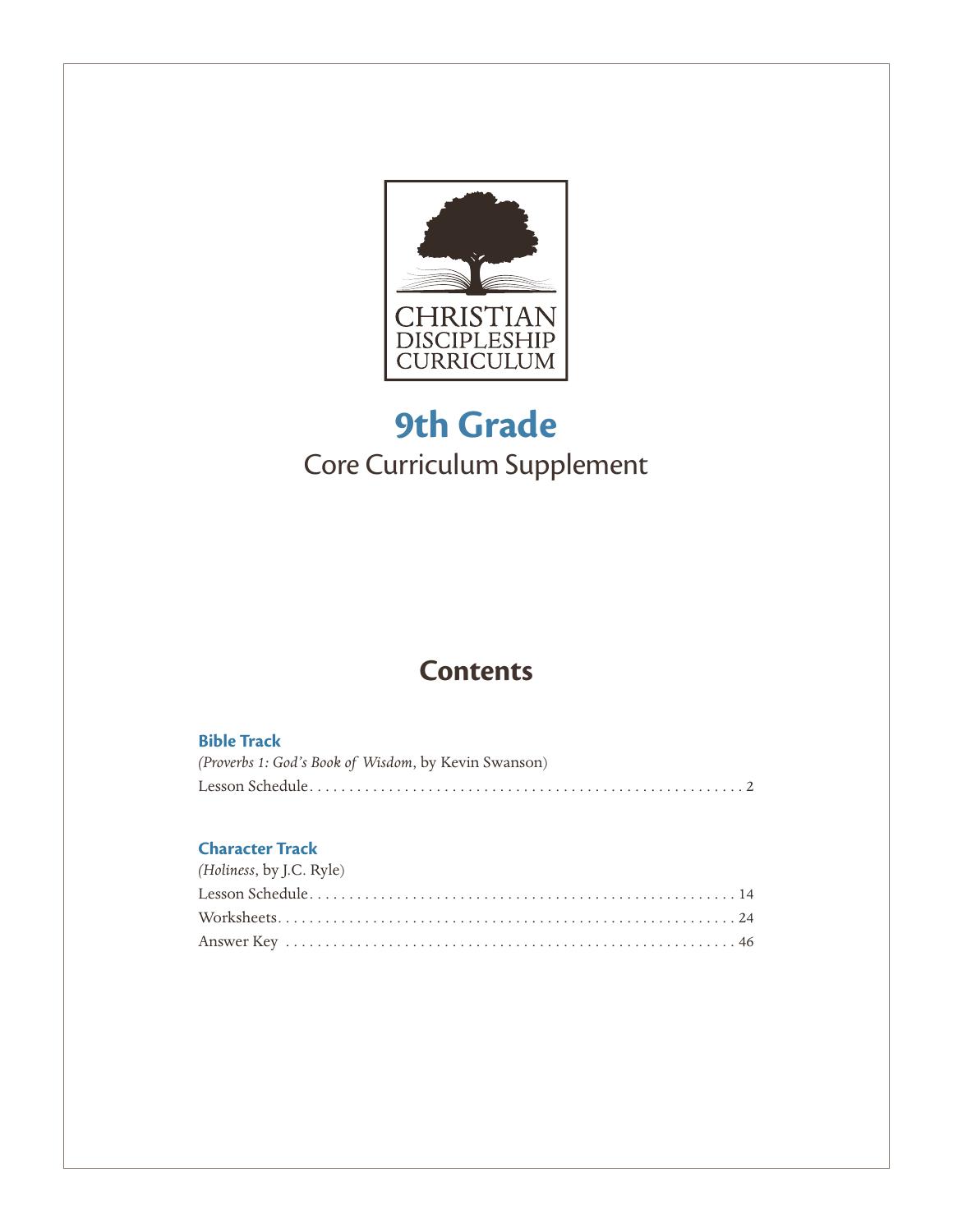CHRISTIAN DISCIPLESHIP CURRICULUM

# 9th Grade

## Core Curriculum Supplement

## Contents

### Bible Track

*(Proverbs 1: God's Book of Wisdom*, by Kevin Swanson)

Lesson Schedule . . . . . . . . . . 2

### Character Track

*(Holiness*, by J.C. Ryle)

Lesson Schedule . . . . . . . . . . 14

Worksheets . . . . . . . . . . 24

Answer Key . . . . . . . . . . 46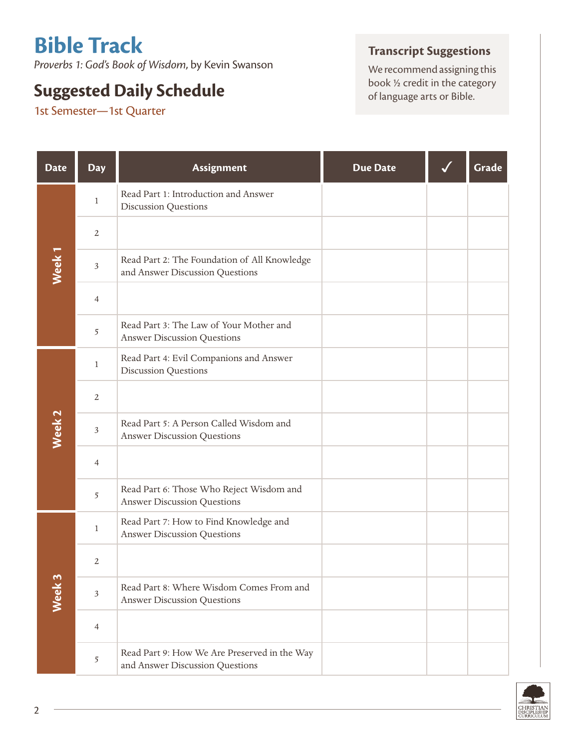# Bible Track

*Proverbs 1: God's Book of Wisdom*, by Kevin Swanson

## Suggested Daily Schedule

1st Semester—1st Quarter

**Transcript Suggestions**

We recommend assigning this book ½ credit in the category of language arts or Bible.

| Date | Day | Assignment | Due Date | ✓ | Grade |
|---|---|---|---|---|---|
| Week 1 | 1 | Read Part 1: Introduction and Answer Discussion Questions | | | |
| | 2 | | | | |
| | 3 | Read Part 2: The Foundation of All Knowledge and Answer Discussion Questions | | | |
| | 4 | | | | |
| | 5 | Read Part 3: The Law of Your Mother and Answer Discussion Questions | | | |
| Week 2 | 1 | Read Part 4: Evil Companions and Answer Discussion Questions | | | |
| | 2 | | | | |
| | 3 | Read Part 5: A Person Called Wisdom and Answer Discussion Questions | | | |
| | 4 | | | | |
| | 5 | Read Part 6: Those Who Reject Wisdom and Answer Discussion Questions | | | |
| Week 3 | 1 | Read Part 7: How to Find Knowledge and Answer Discussion Questions | | | |
| | 2 | | | | |
| | 3 | Read Part 8: Where Wisdom Comes From and Answer Discussion Questions | | | |
| | 4 | | | | |
| | 5 | Read Part 9: How We Are Preserved in the Way and Answer Discussion Questions | | | |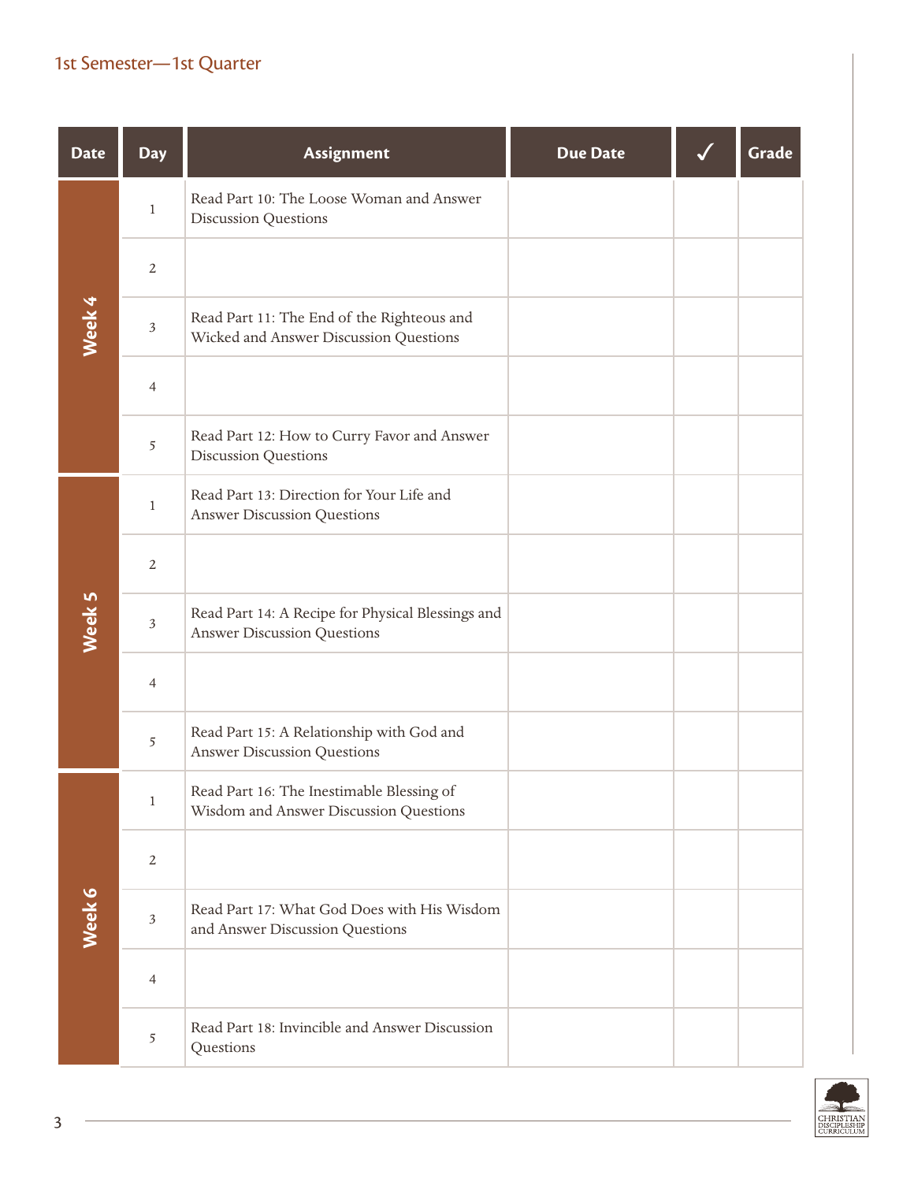## 1st Semester—1st Quarter

| Date | Day | Assignment | Due Date | ✓ | Grade |
|---|---|---|---|---|---|
| Week 4 | 1 | Read Part 10: The Loose Woman and Answer Discussion Questions | | | |
| | 2 | | | | |
| | 3 | Read Part 11: The End of the Righteous and Wicked and Answer Discussion Questions | | | |
| | 4 | | | | |
| | 5 | Read Part 12: How to Curry Favor and Answer Discussion Questions | | | |
| Week 5 | 1 | Read Part 13: Direction for Your Life and Answer Discussion Questions | | | |
| | 2 | | | | |
| | 3 | Read Part 14: A Recipe for Physical Blessings and Answer Discussion Questions | | | |
| | 4 | | | | |
| | 5 | Read Part 15: A Relationship with God and Answer Discussion Questions | | | |
| Week 6 | 1 | Read Part 16: The Inestimable Blessing of Wisdom and Answer Discussion Questions | | | |
| | 2 | | | | |
| | 3 | Read Part 17: What God Does with His Wisdom and Answer Discussion Questions | | | |
| | 4 | | | | |
| | 5 | Read Part 18: Invincible and Answer Discussion Questions | | | |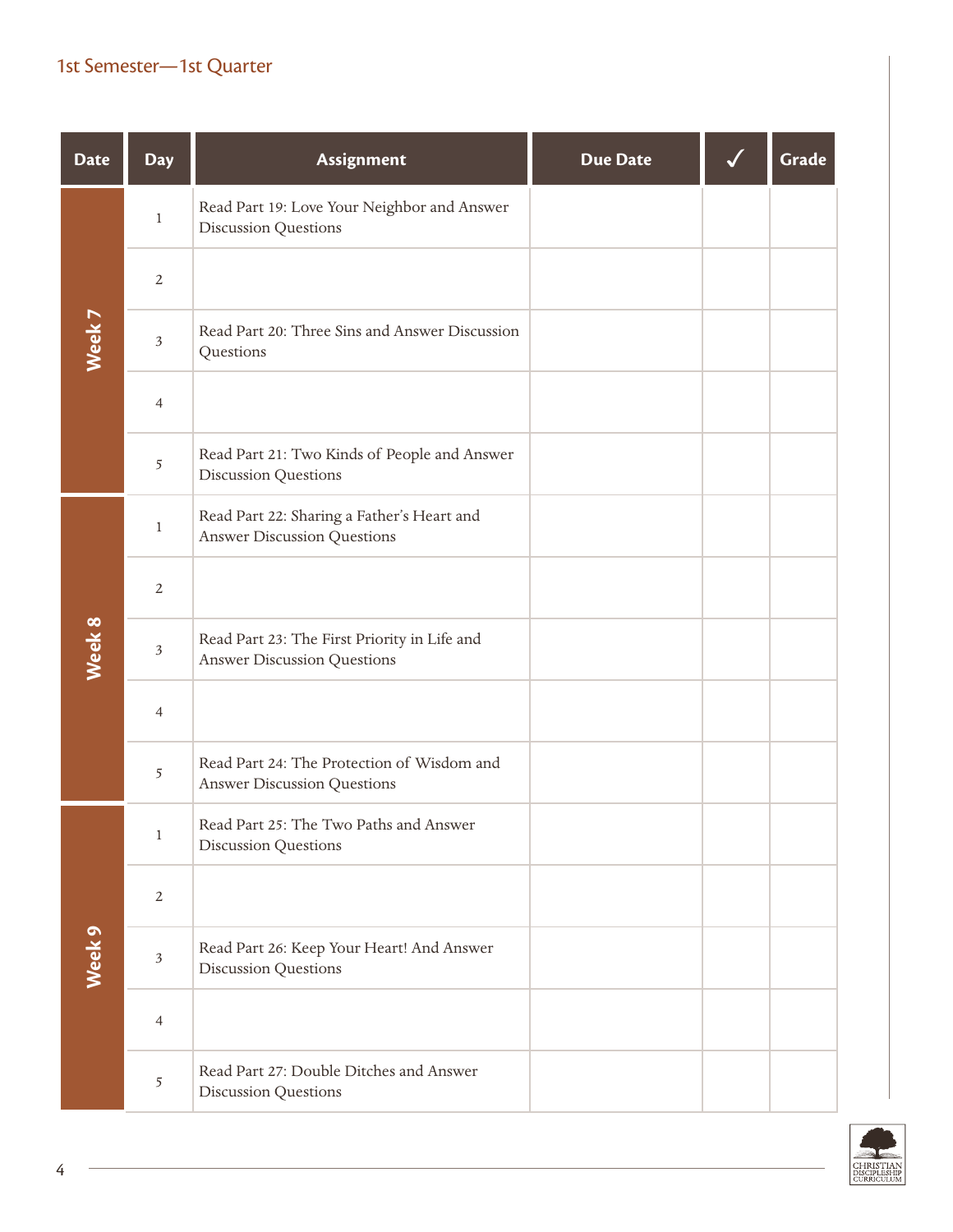## 1st Semester—1st Quarter

| Date | Day | Assignment | Due Date | ✓ | Grade |
|---|---|---|---|---|---|
| Week 7 | 1 | Read Part 19: Love Your Neighbor and Answer Discussion Questions | | | |
| | 2 | | | | |
| | 3 | Read Part 20: Three Sins and Answer Discussion Questions | | | |
| | 4 | | | | |
| | 5 | Read Part 21: Two Kinds of People and Answer Discussion Questions | | | |
| Week 8 | 1 | Read Part 22: Sharing a Father's Heart and Answer Discussion Questions | | | |
| | 2 | | | | |
| | 3 | Read Part 23: The First Priority in Life and Answer Discussion Questions | | | |
| | 4 | | | | |
| | 5 | Read Part 24: The Protection of Wisdom and Answer Discussion Questions | | | |
| Week 9 | 1 | Read Part 25: The Two Paths and Answer Discussion Questions | | | |
| | 2 | | | | |
| | 3 | Read Part 26: Keep Your Heart! And Answer Discussion Questions | | | |
| | 4 | | | | |
| | 5 | Read Part 27: Double Ditches and Answer Discussion Questions | | | |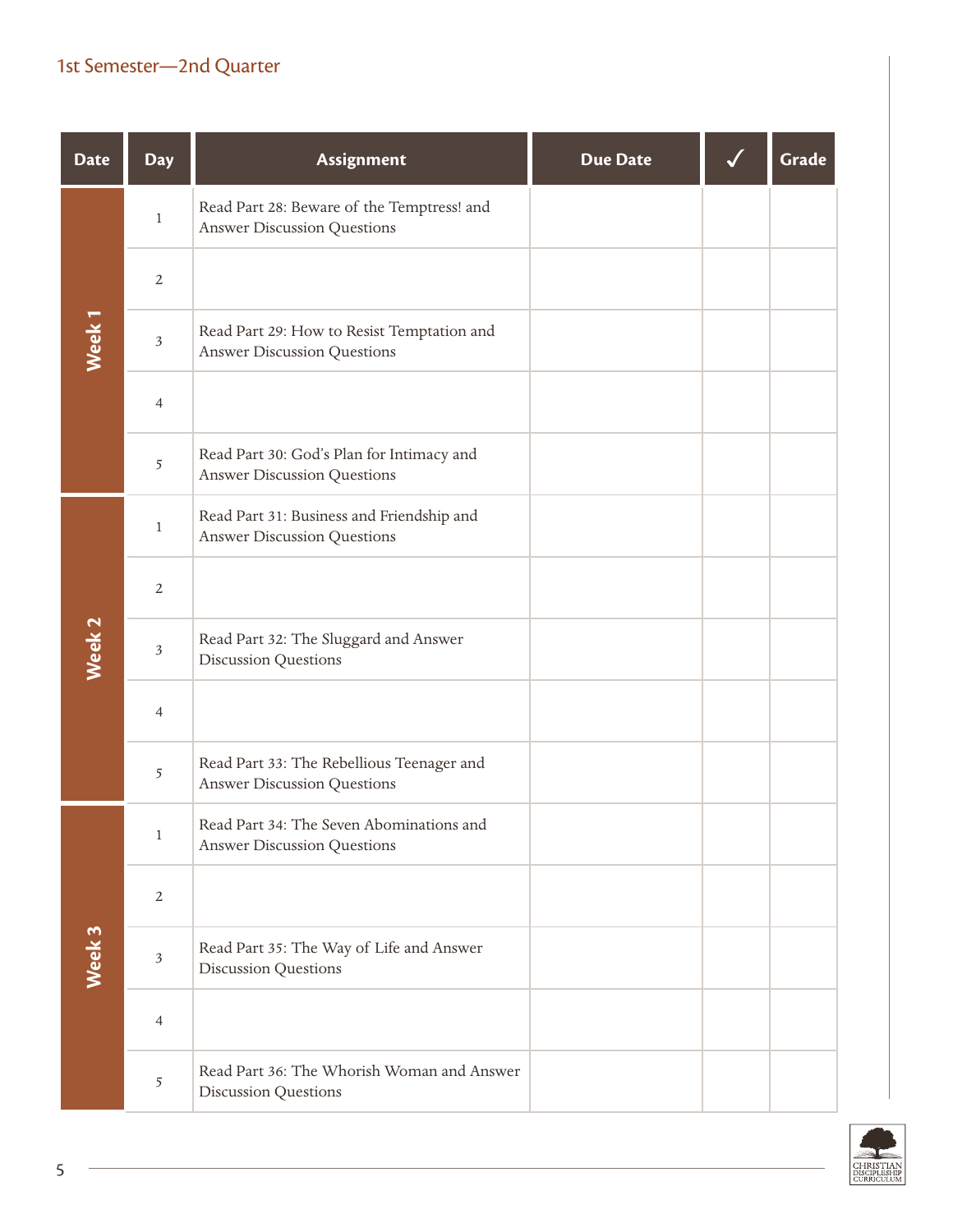## 1st Semester—2nd Quarter

| Date | Day | Assignment | Due Date | ✓ | Grade |
|---|---|---|---|---|---|
| Week 1 | 1 | Read Part 28: Beware of the Temptress! and Answer Discussion Questions | | | |
| | 2 | | | | |
| | 3 | Read Part 29: How to Resist Temptation and Answer Discussion Questions | | | |
| | 4 | | | | |
| | 5 | Read Part 30: God's Plan for Intimacy and Answer Discussion Questions | | | |
| Week 2 | 1 | Read Part 31: Business and Friendship and Answer Discussion Questions | | | |
| | 2 | | | | |
| | 3 | Read Part 32: The Sluggard and Answer Discussion Questions | | | |
| | 4 | | | | |
| | 5 | Read Part 33: The Rebellious Teenager and Answer Discussion Questions | | | |
| Week 3 | 1 | Read Part 34: The Seven Abominations and Answer Discussion Questions | | | |
| | 2 | | | | |
| | 3 | Read Part 35: The Way of Life and Answer Discussion Questions | | | |
| | 4 | | | | |
| | 5 | Read Part 36: The Whorish Woman and Answer Discussion Questions | | | |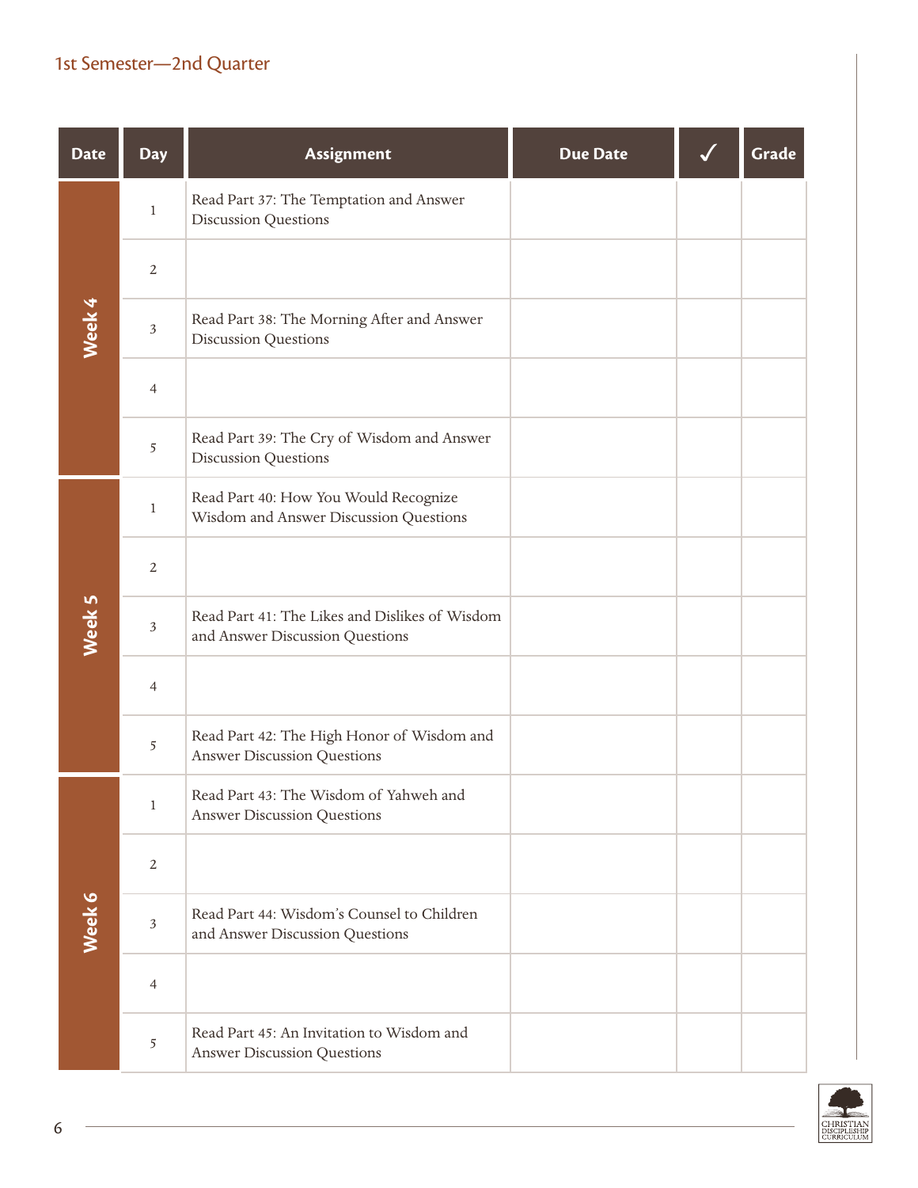1st Semester—2nd Quarter

| Date | Day | Assignment | Due Date | ✓ | Grade |
|---|---|---|---|---|---|
| Week 4 | 1 | Read Part 37: The Temptation and Answer Discussion Questions | | | |
| | 2 | | | | |
| | 3 | Read Part 38: The Morning After and Answer Discussion Questions | | | |
| | 4 | | | | |
| | 5 | Read Part 39: The Cry of Wisdom and Answer Discussion Questions | | | |
| Week 5 | 1 | Read Part 40: How You Would Recognize Wisdom and Answer Discussion Questions | | | |
| | 2 | | | | |
| | 3 | Read Part 41: The Likes and Dislikes of Wisdom and Answer Discussion Questions | | | |
| | 4 | | | | |
| | 5 | Read Part 42: The High Honor of Wisdom and Answer Discussion Questions | | | |
| Week 6 | 1 | Read Part 43: The Wisdom of Yahweh and Answer Discussion Questions | | | |
| | 2 | | | | |
| | 3 | Read Part 44: Wisdom's Counsel to Children and Answer Discussion Questions | | | |
| | 4 | | | | |
| | 5 | Read Part 45: An Invitation to Wisdom and Answer Discussion Questions | | | |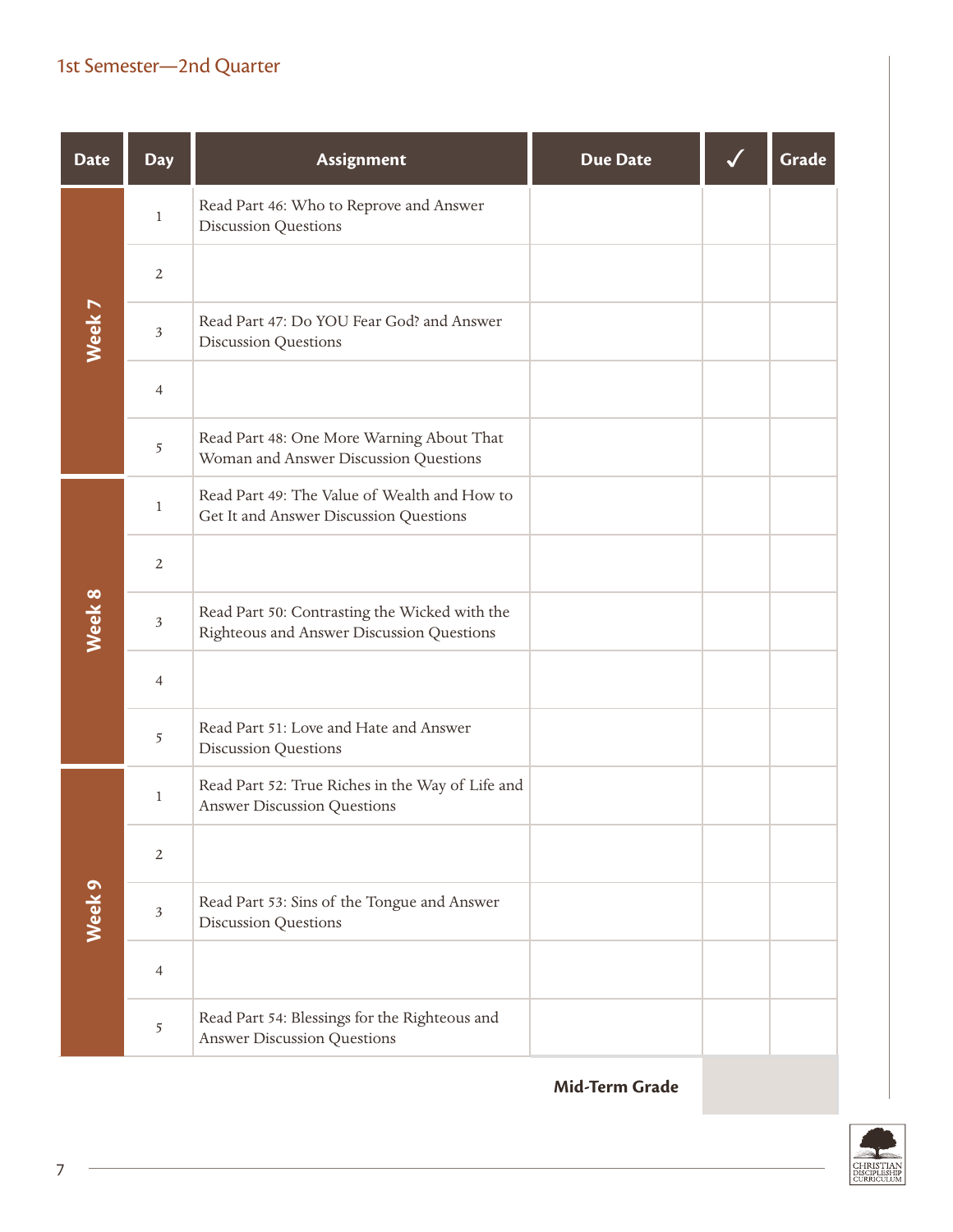## 1st Semester—2nd Quarter

| Date | Day | Assignment | Due Date | ✓ | Grade |
|---|---|---|---|---|---|
| Week 7 | 1 | Read Part 46: Who to Reprove and Answer Discussion Questions | | | |
| | 2 | | | | |
| | 3 | Read Part 47: Do YOU Fear God? and Answer Discussion Questions | | | |
| | 4 | | | | |
| | 5 | Read Part 48: One More Warning About That Woman and Answer Discussion Questions | | | |
| Week 8 | 1 | Read Part 49: The Value of Wealth and How to Get It and Answer Discussion Questions | | | |
| | 2 | | | | |
| | 3 | Read Part 50: Contrasting the Wicked with the Righteous and Answer Discussion Questions | | | |
| | 4 | | | | |
| | 5 | Read Part 51: Love and Hate and Answer Discussion Questions | | | |
| Week 9 | 1 | Read Part 52: True Riches in the Way of Life and Answer Discussion Questions | | | |
| | 2 | | | | |
| | 3 | Read Part 53: Sins of the Tongue and Answer Discussion Questions | | | |
| | 4 | | | | |
| | 5 | Read Part 54: Blessings for the Righteous and Answer Discussion Questions | | | |
| | | | Mid-Term Grade | | |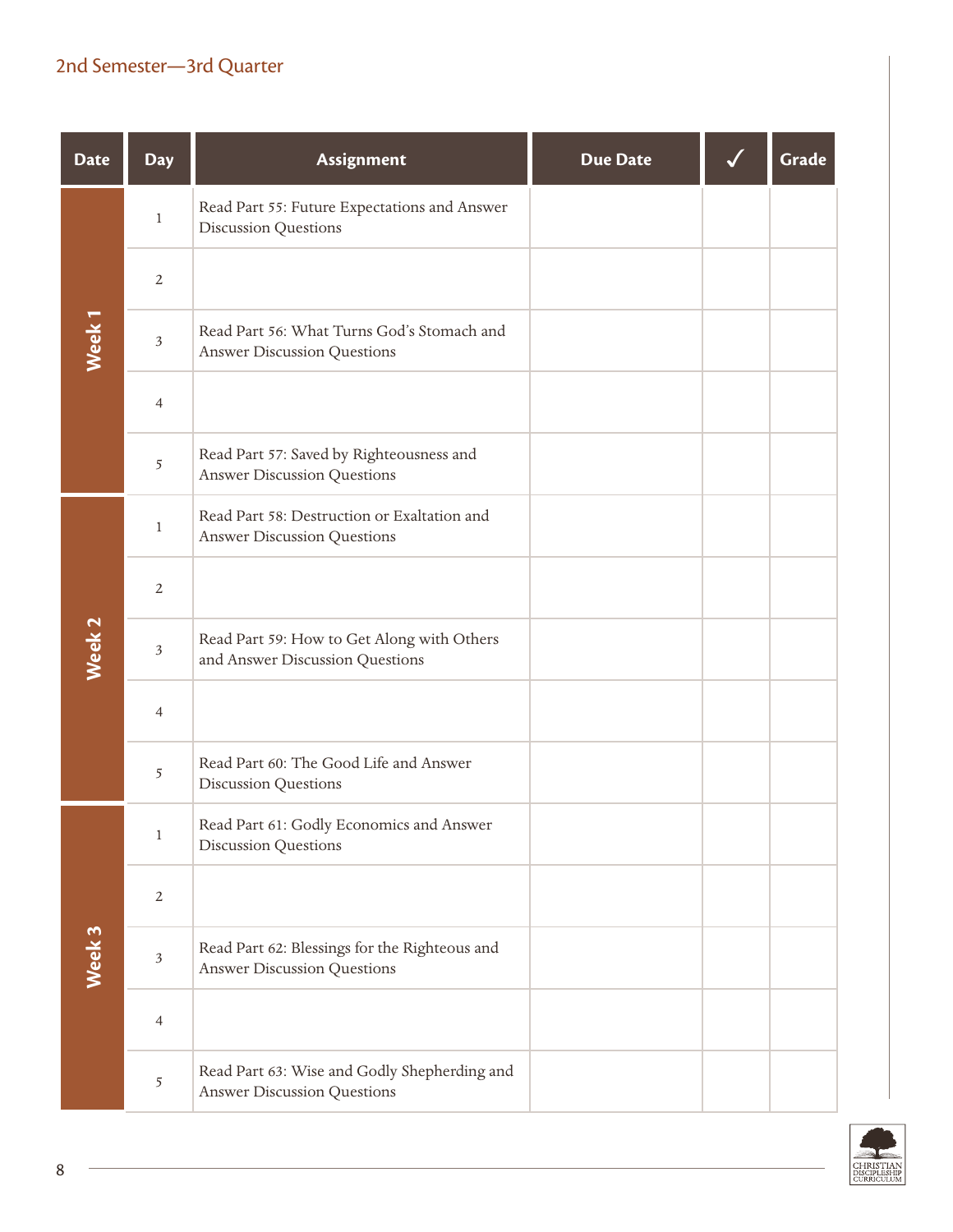## 2nd Semester—3rd Quarter

| Date | Day | Assignment | Due Date | ✓ | Grade |
|---|---|---|---|---|---|
| Week 1 | 1 | Read Part 55: Future Expectations and Answer Discussion Questions | | | |
| | 2 | | | | |
| | 3 | Read Part 56: What Turns God's Stomach and Answer Discussion Questions | | | |
| | 4 | | | | |
| | 5 | Read Part 57: Saved by Righteousness and Answer Discussion Questions | | | |
| Week 2 | 1 | Read Part 58: Destruction or Exaltation and Answer Discussion Questions | | | |
| | 2 | | | | |
| | 3 | Read Part 59: How to Get Along with Others and Answer Discussion Questions | | | |
| | 4 | | | | |
| | 5 | Read Part 60: The Good Life and Answer Discussion Questions | | | |
| Week 3 | 1 | Read Part 61: Godly Economics and Answer Discussion Questions | | | |
| | 2 | | | | |
| | 3 | Read Part 62: Blessings for the Righteous and Answer Discussion Questions | | | |
| | 4 | | | | |
| | 5 | Read Part 63: Wise and Godly Shepherding and Answer Discussion Questions | | | |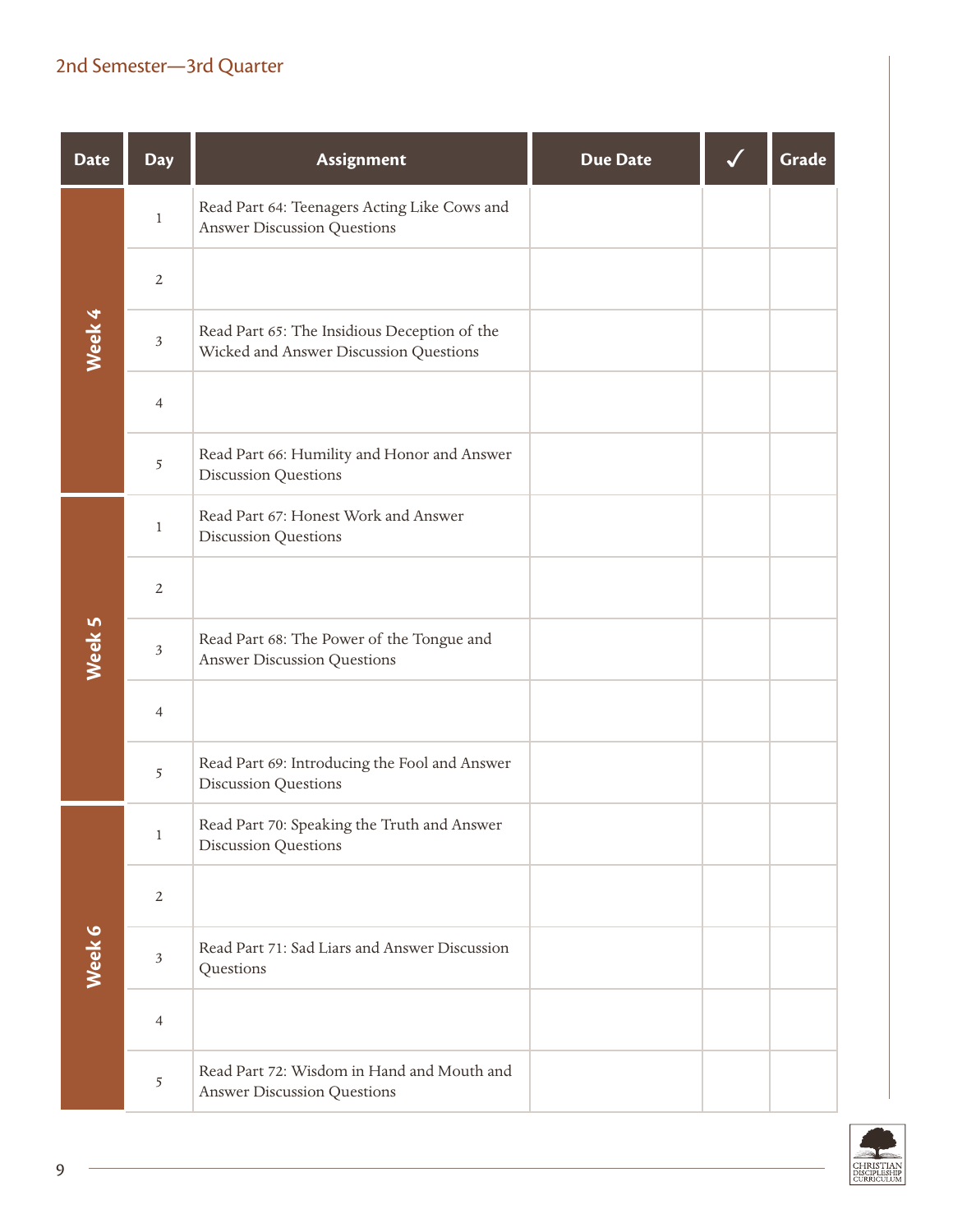## 2nd Semester—3rd Quarter

| Date | Day | Assignment | Due Date | ✓ | Grade |
|---|---|---|---|---|---|
| Week 4 | 1 | Read Part 64: Teenagers Acting Like Cows and Answer Discussion Questions | | | |
| | 2 | | | | |
| | 3 | Read Part 65: The Insidious Deception of the Wicked and Answer Discussion Questions | | | |
| | 4 | | | | |
| | 5 | Read Part 66: Humility and Honor and Answer Discussion Questions | | | |
| Week 5 | 1 | Read Part 67: Honest Work and Answer Discussion Questions | | | |
| | 2 | | | | |
| | 3 | Read Part 68: The Power of the Tongue and Answer Discussion Questions | | | |
| | 4 | | | | |
| | 5 | Read Part 69: Introducing the Fool and Answer Discussion Questions | | | |
| Week 6 | 1 | Read Part 70: Speaking the Truth and Answer Discussion Questions | | | |
| | 2 | | | | |
| | 3 | Read Part 71: Sad Liars and Answer Discussion Questions | | | |
| | 4 | | | | |
| | 5 | Read Part 72: Wisdom in Hand and Mouth and Answer Discussion Questions | | | |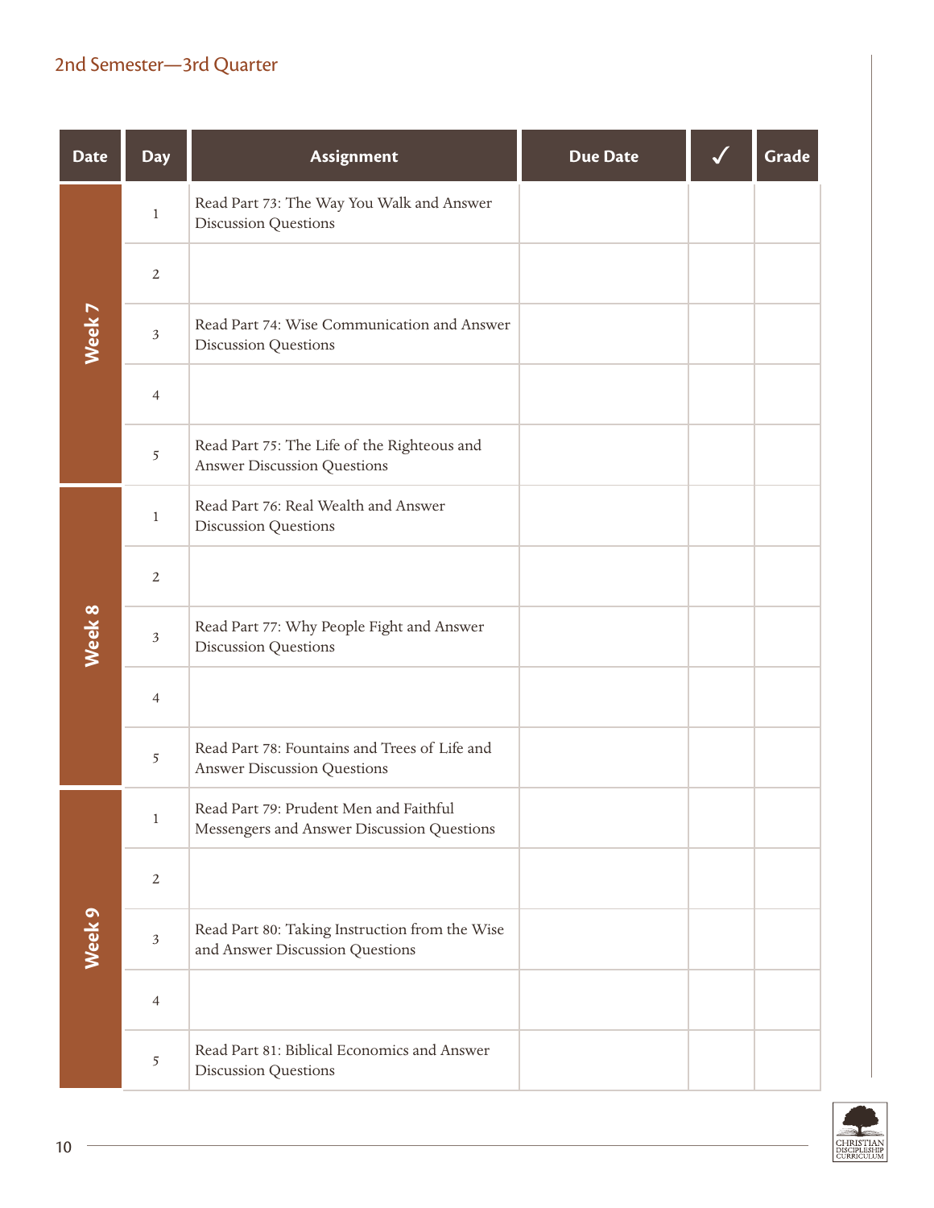## 2nd Semester—3rd Quarter

| Date | Day | Assignment | Due Date | ✓ | Grade |
|---|---|---|---|---|---|
| Week 7 | 1 | Read Part 73: The Way You Walk and Answer Discussion Questions | | | |
| | 2 | | | | |
| | 3 | Read Part 74: Wise Communication and Answer Discussion Questions | | | |
| | 4 | | | | |
| | 5 | Read Part 75: The Life of the Righteous and Answer Discussion Questions | | | |
| Week 8 | 1 | Read Part 76: Real Wealth and Answer Discussion Questions | | | |
| | 2 | | | | |
| | 3 | Read Part 77: Why People Fight and Answer Discussion Questions | | | |
| | 4 | | | | |
| | 5 | Read Part 78: Fountains and Trees of Life and Answer Discussion Questions | | | |
| Week 9 | 1 | Read Part 79: Prudent Men and Faithful Messengers and Answer Discussion Questions | | | |
| | 2 | | | | |
| | 3 | Read Part 80: Taking Instruction from the Wise and Answer Discussion Questions | | | |
| | 4 | | | | |
| | 5 | Read Part 81: Biblical Economics and Answer Discussion Questions | | | |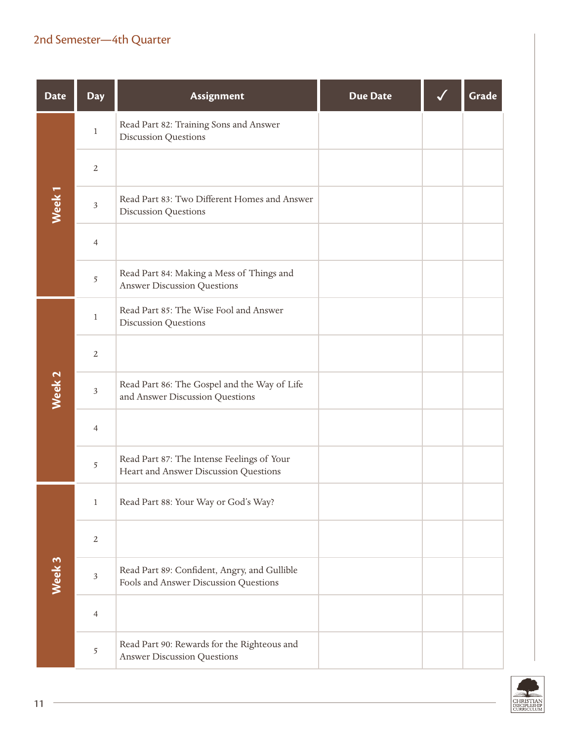## 2nd Semester—4th Quarter

| Date | Day | Assignment | Due Date | ✓ | Grade |
|---|---|---|---|---|---|
| Week 1 | 1 | Read Part 82: Training Sons and Answer Discussion Questions | | | |
| | 2 | | | | |
| | 3 | Read Part 83: Two Different Homes and Answer Discussion Questions | | | |
| | 4 | | | | |
| | 5 | Read Part 84: Making a Mess of Things and Answer Discussion Questions | | | |
| Week 2 | 1 | Read Part 85: The Wise Fool and Answer Discussion Questions | | | |
| | 2 | | | | |
| | 3 | Read Part 86: The Gospel and the Way of Life and Answer Discussion Questions | | | |
| | 4 | | | | |
| | 5 | Read Part 87: The Intense Feelings of Your Heart and Answer Discussion Questions | | | |
| Week 3 | 1 | Read Part 88: Your Way or God's Way? | | | |
| | 2 | | | | |
| | 3 | Read Part 89: Confident, Angry, and Gullible Fools and Answer Discussion Questions | | | |
| | 4 | | | | |
| | 5 | Read Part 90: Rewards for the Righteous and Answer Discussion Questions | | | |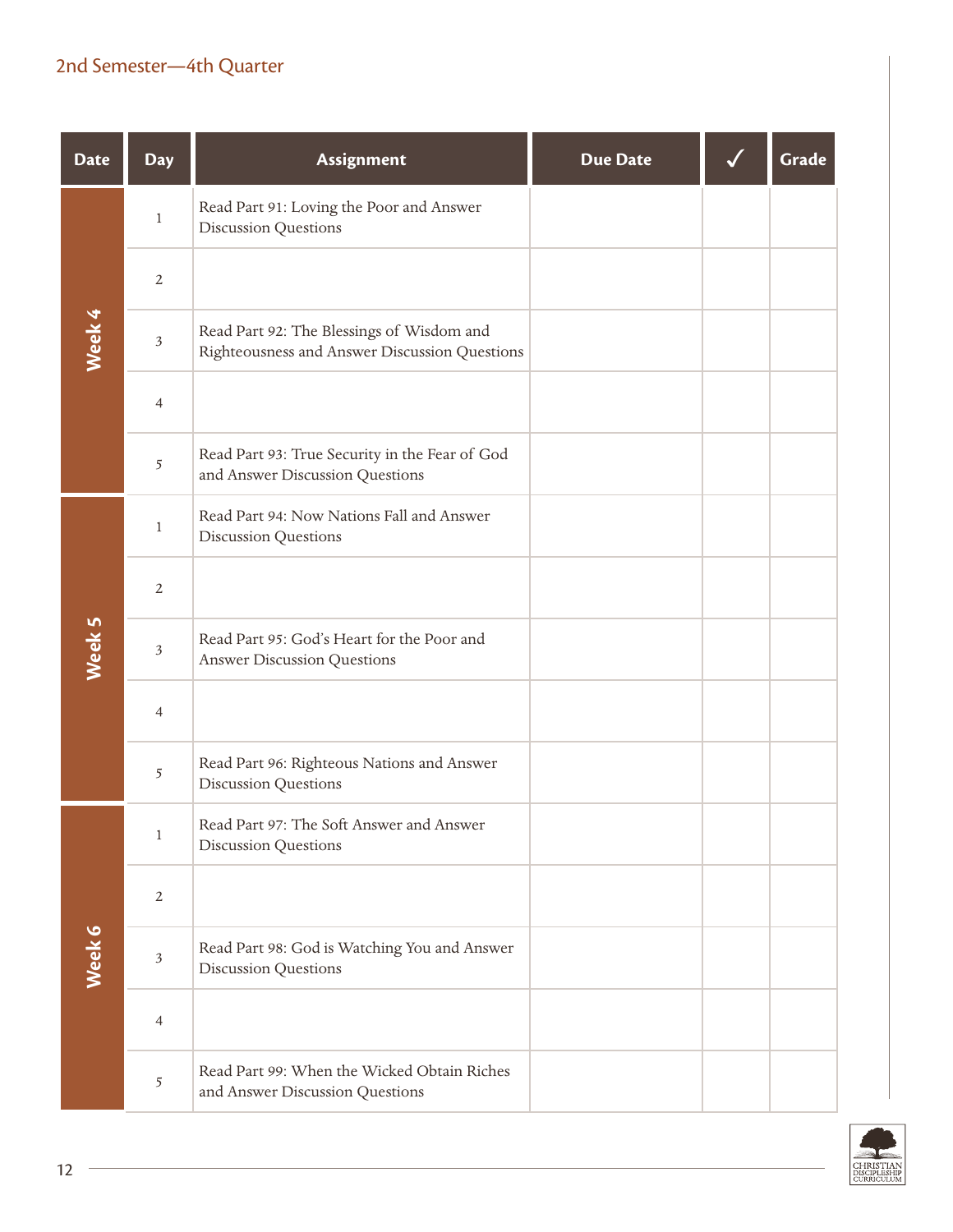## 2nd Semester—4th Quarter

| Date | Day | Assignment | Due Date | ✓ | Grade |
|---|---|---|---|---|---|
| Week 4 | 1 | Read Part 91: Loving the Poor and Answer Discussion Questions | | | |
| | 2 | | | | |
| | 3 | Read Part 92: The Blessings of Wisdom and Righteousness and Answer Discussion Questions | | | |
| | 4 | | | | |
| | 5 | Read Part 93: True Security in the Fear of God and Answer Discussion Questions | | | |
| Week 5 | 1 | Read Part 94: Now Nations Fall and Answer Discussion Questions | | | |
| | 2 | | | | |
| | 3 | Read Part 95: God's Heart for the Poor and Answer Discussion Questions | | | |
| | 4 | | | | |
| | 5 | Read Part 96: Righteous Nations and Answer Discussion Questions | | | |
| Week 6 | 1 | Read Part 97: The Soft Answer and Answer Discussion Questions | | | |
| | 2 | | | | |
| | 3 | Read Part 98: God is Watching You and Answer Discussion Questions | | | |
| | 4 | | | | |
| | 5 | Read Part 99: When the Wicked Obtain Riches and Answer Discussion Questions | | | |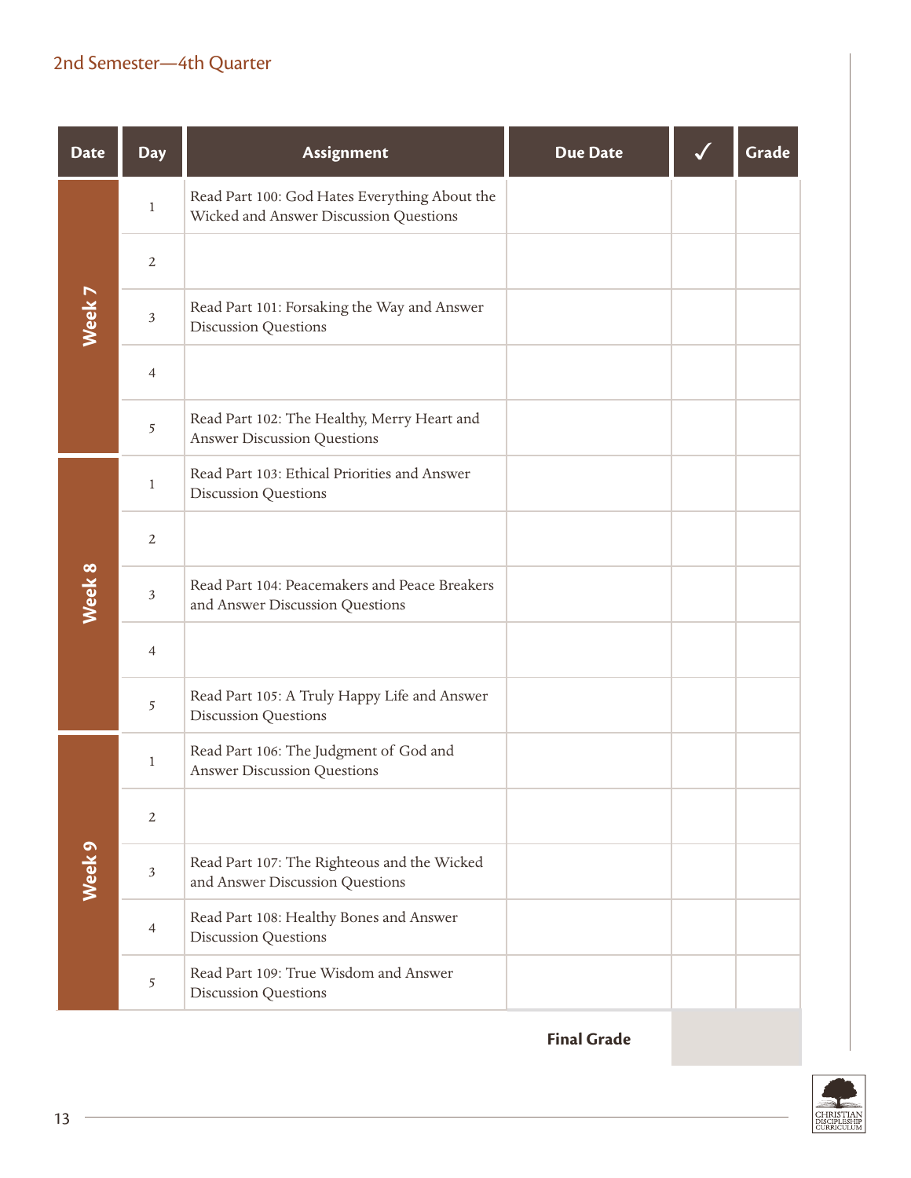## 2nd Semester—4th Quarter

| Date | Day | Assignment | Due Date | ✓ | Grade |
|---|---|---|---|---|---|
| Week 7 | 1 | Read Part 100: God Hates Everything About the Wicked and Answer Discussion Questions | | | |
| | 2 | | | | |
| | 3 | Read Part 101: Forsaking the Way and Answer Discussion Questions | | | |
| | 4 | | | | |
| | 5 | Read Part 102: The Healthy, Merry Heart and Answer Discussion Questions | | | |
| Week 8 | 1 | Read Part 103: Ethical Priorities and Answer Discussion Questions | | | |
| | 2 | | | | |
| | 3 | Read Part 104: Peacemakers and Peace Breakers and Answer Discussion Questions | | | |
| | 4 | | | | |
| | 5 | Read Part 105: A Truly Happy Life and Answer Discussion Questions | | | |
| Week 9 | 1 | Read Part 106: The Judgment of God and Answer Discussion Questions | | | |
| | 2 | | | | |
| | 3 | Read Part 107: The Righteous and the Wicked and Answer Discussion Questions | | | |
| | 4 | Read Part 108: Healthy Bones and Answer Discussion Questions | | | |
| | 5 | Read Part 109: True Wisdom and Answer Discussion Questions | | | |
| | | | **Final Grade** | | |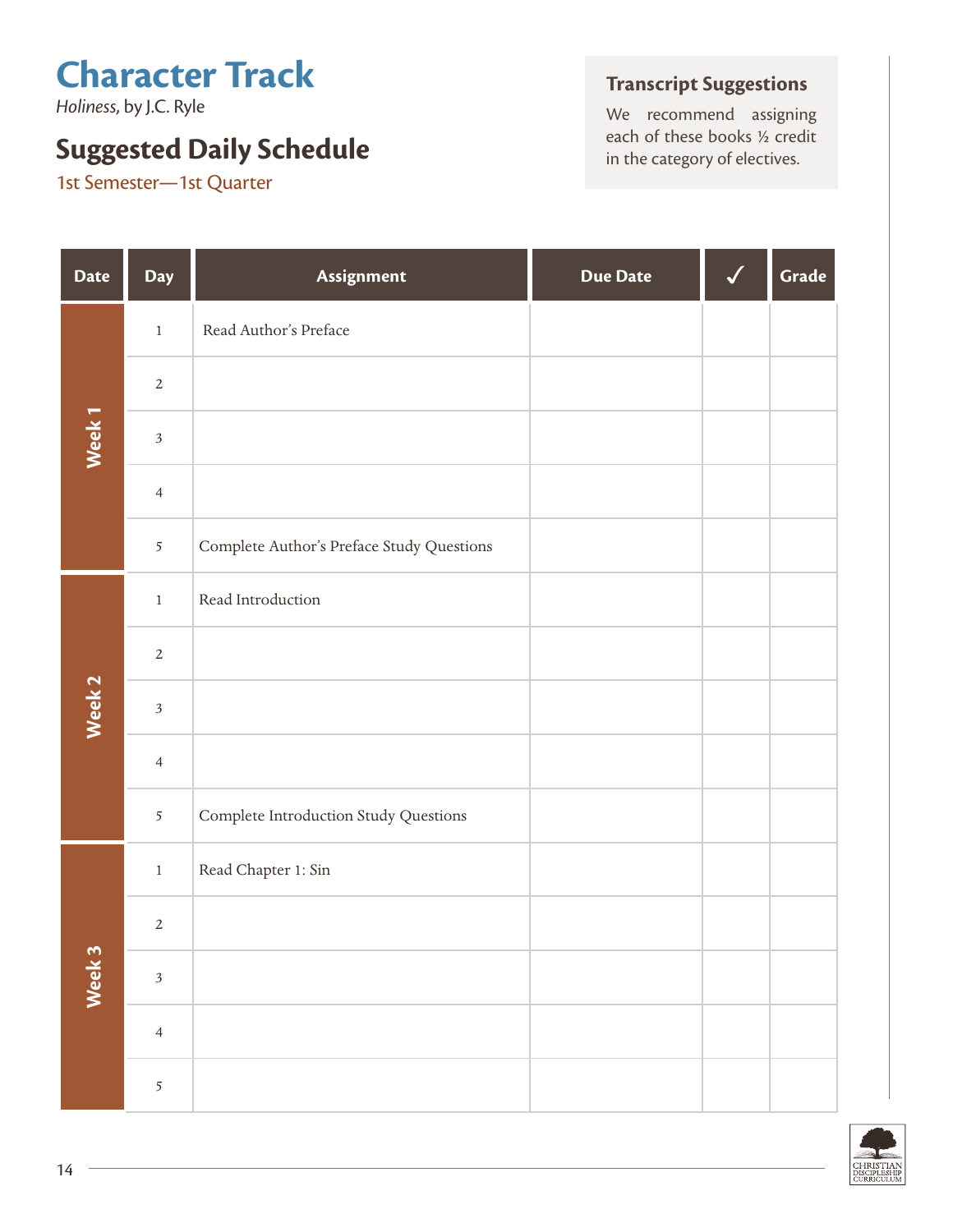# Character Track

*Holiness*, by J.C. Ryle

## Suggested Daily Schedule

1st Semester—1st Quarter

### Transcript Suggestions

We recommend assigning each of these books ½ credit in the category of electives.

| Date | Day | Assignment | Due Date | ✓ | Grade |
|---|---|---|---|---|---|
| Week 1 | 1 | Read Author's Preface | | | |
| | 2 | | | | |
| | 3 | | | | |
| | 4 | | | | |
| | 5 | Complete Author's Preface Study Questions | | | |
| Week 2 | 1 | Read Introduction | | | |
| | 2 | | | | |
| | 3 | | | | |
| | 4 | | | | |
| | 5 | Complete Introduction Study Questions | | | |
| Week 3 | 1 | Read Chapter 1: Sin | | | |
| | 2 | | | | |
| | 3 | | | | |
| | 4 | | | | |
| | 5 | | | | |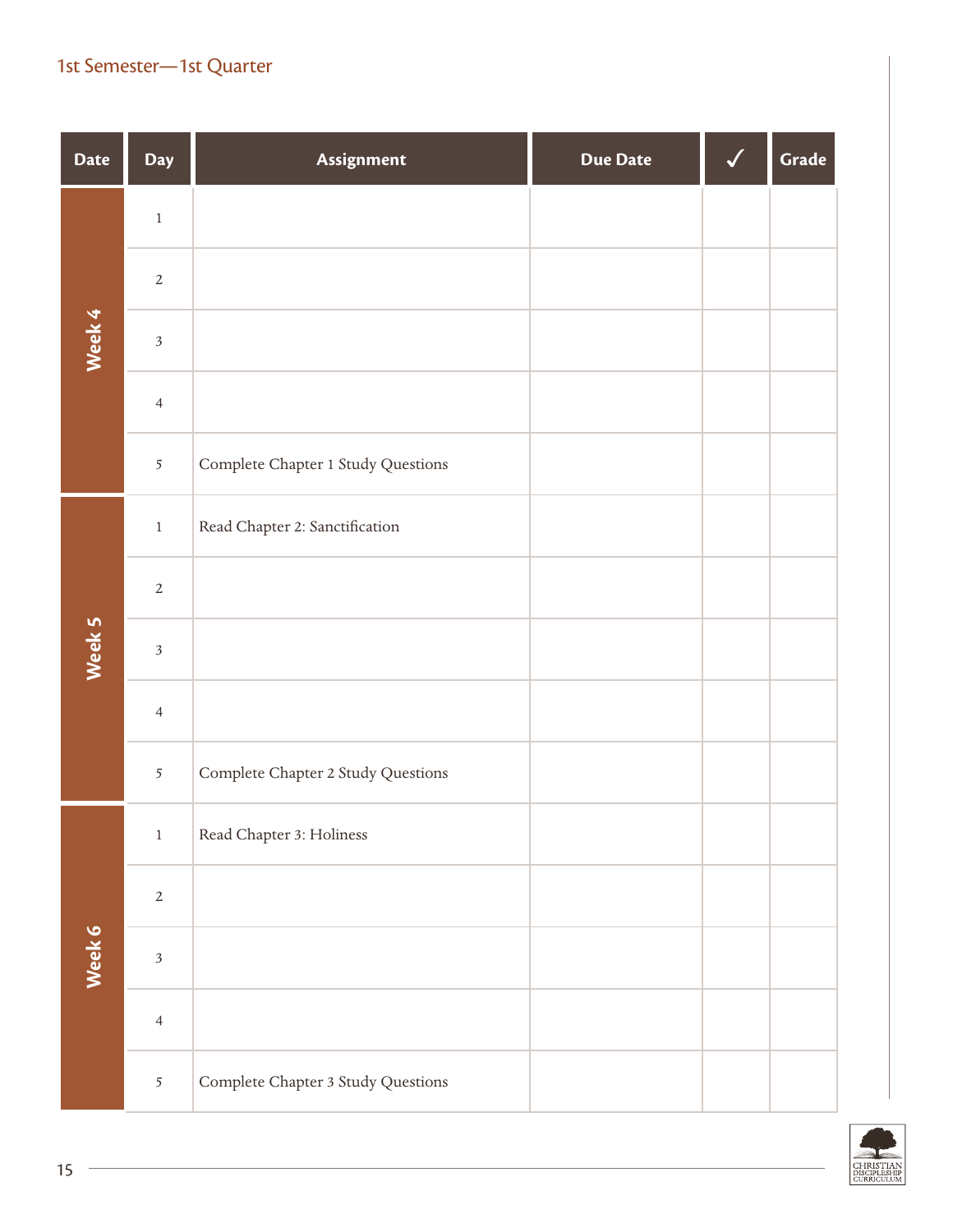## 1st Semester—1st Quarter

| Date | Day | Assignment | Due Date | ✓ | Grade |
|---|---|---|---|---|---|
| Week 4 | 1 | | | | |
| | 2 | | | | |
| | 3 | | | | |
| | 4 | | | | |
| | 5 | Complete Chapter 1 Study Questions | | | |
| Week 5 | 1 | Read Chapter 2: Sanctification | | | |
| | 2 | | | | |
| | 3 | | | | |
| | 4 | | | | |
| | 5 | Complete Chapter 2 Study Questions | | | |
| Week 6 | 1 | Read Chapter 3: Holiness | | | |
| | 2 | | | | |
| | 3 | | | | |
| | 4 | | | | |
| | 5 | Complete Chapter 3 Study Questions | | | |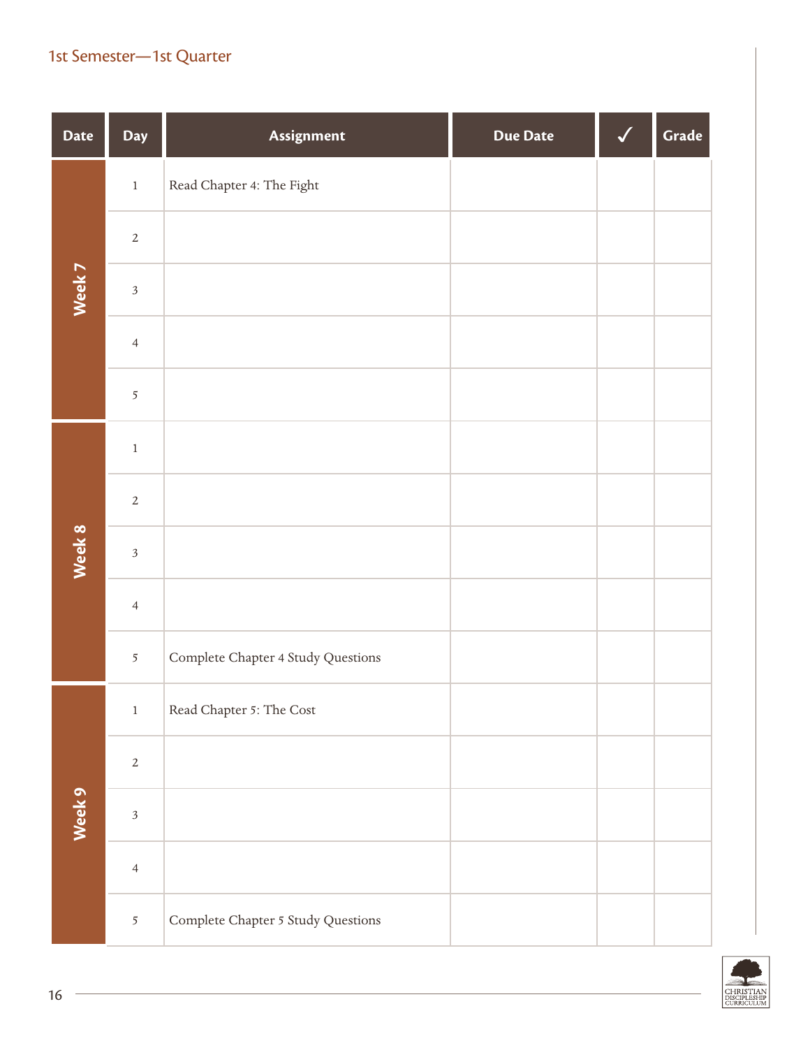1st Semester—1st Quarter

| Date | Day | Assignment | Due Date | ✓ | Grade |
|---|---|---|---|---|---|
| Week 7 | 1 | Read Chapter 4: The Fight | | | |
| | 2 | | | | |
| | 3 | | | | |
| | 4 | | | | |
| | 5 | | | | |
| Week 8 | 1 | | | | |
| | 2 | | | | |
| | 3 | | | | |
| | 4 | | | | |
| | 5 | Complete Chapter 4 Study Questions | | | |
| Week 9 | 1 | Read Chapter 5: The Cost | | | |
| | 2 | | | | |
| | 3 | | | | |
| | 4 | | | | |
| | 5 | Complete Chapter 5 Study Questions | | | |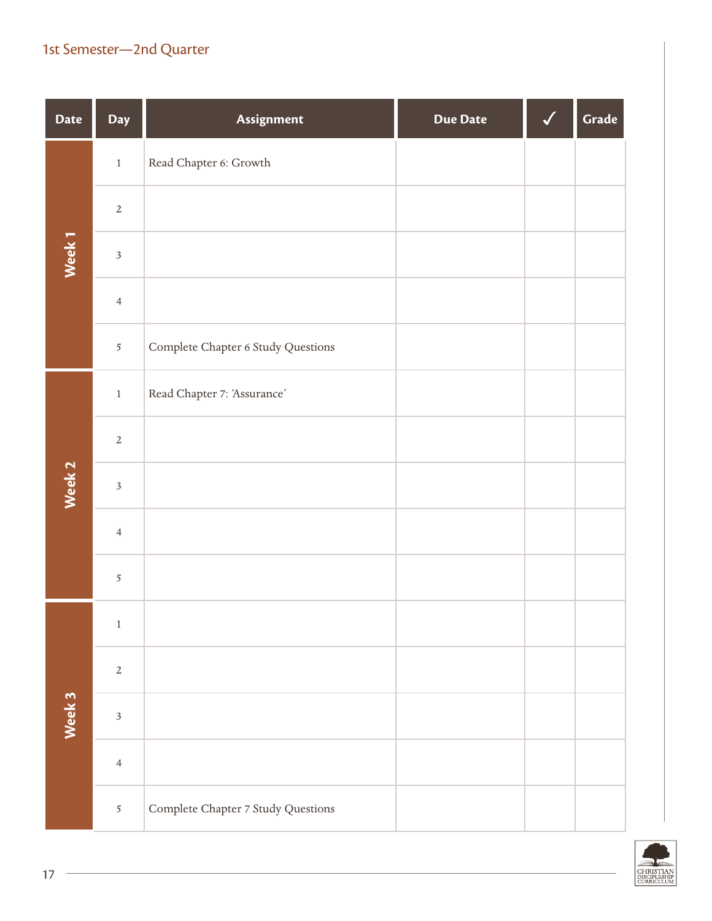## 1st Semester—2nd Quarter

| Date | Day | Assignment | Due Date | ✓ | Grade |
|---|---|---|---|---|---|
| Week 1 | 1 | Read Chapter 6: Growth | | | |
| | 2 | | | | |
| | 3 | | | | |
| | 4 | | | | |
| | 5 | Complete Chapter 6 Study Questions | | | |
| Week 2 | 1 | Read Chapter 7: 'Assurance' | | | |
| | 2 | | | | |
| | 3 | | | | |
| | 4 | | | | |
| | 5 | | | | |
| Week 3 | 1 | | | | |
| | 2 | | | | |
| | 3 | | | | |
| | 4 | | | | |
| | 5 | Complete Chapter 7 Study Questions | | | |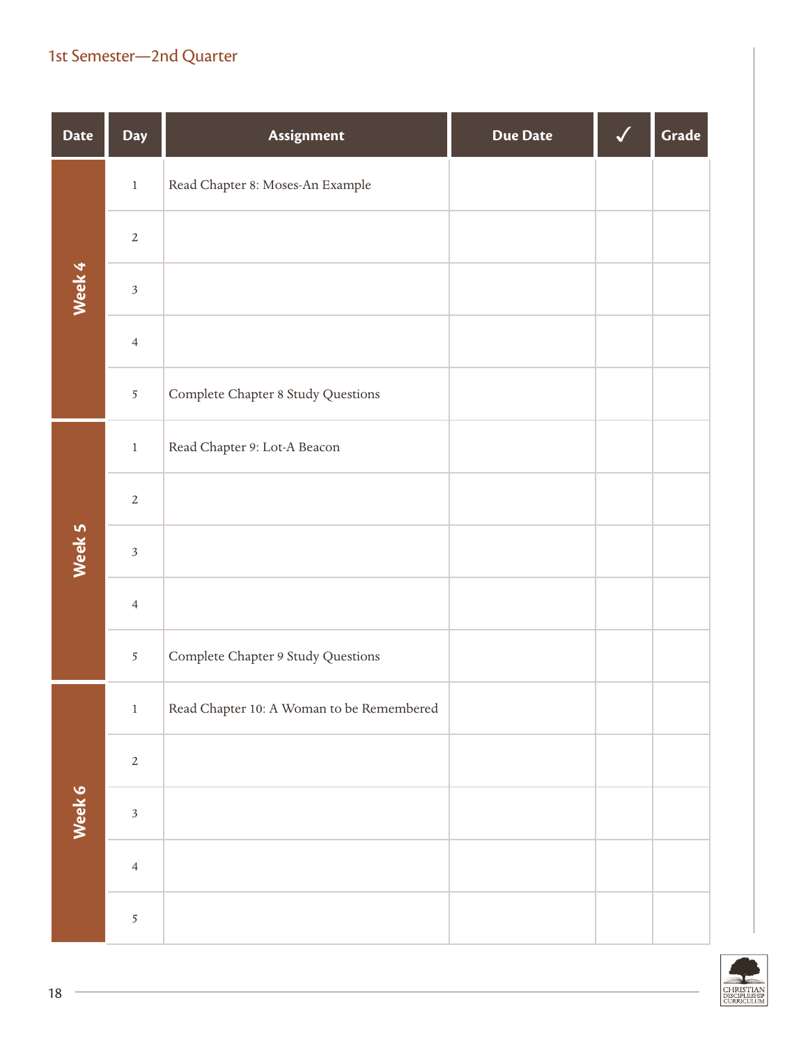1st Semester—2nd Quarter

| Date | Day | Assignment | Due Date | ✓ | Grade |
|---|---|---|---|---|---|
| Week 4 | 1 | Read Chapter 8: Moses-An Example | | | |
| | 2 | | | | |
| | 3 | | | | |
| | 4 | | | | |
| | 5 | Complete Chapter 8 Study Questions | | | |
| Week 5 | 1 | Read Chapter 9: Lot-A Beacon | | | |
| | 2 | | | | |
| | 3 | | | | |
| | 4 | | | | |
| | 5 | Complete Chapter 9 Study Questions | | | |
| Week 6 | 1 | Read Chapter 10: A Woman to be Remembered | | | |
| | 2 | | | | |
| | 3 | | | | |
| | 4 | | | | |
| | 5 | | | | |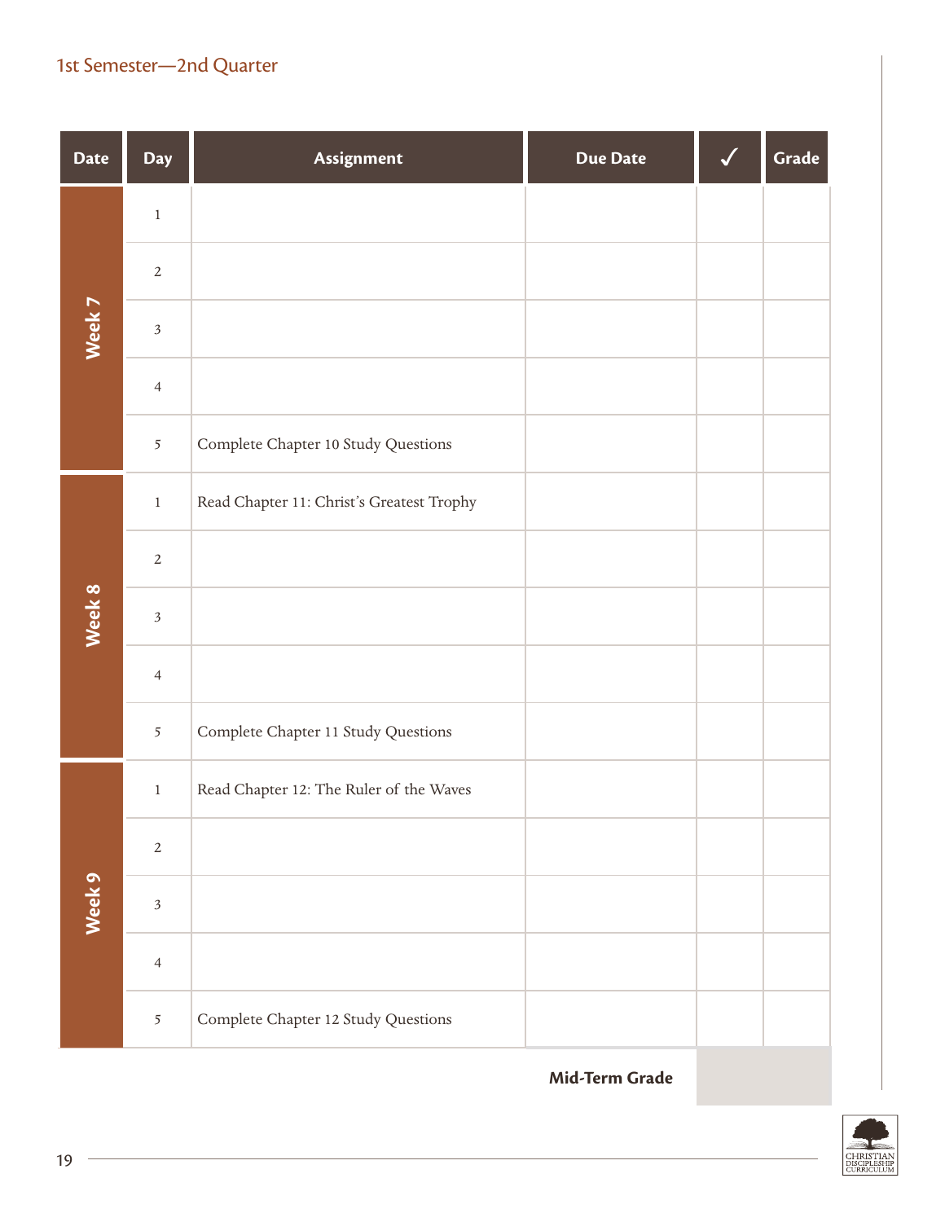## 1st Semester—2nd Quarter

| Date | Day | Assignment | Due Date | ✓ | Grade |
|---|---|---|---|---|---|
| Week 7 | 1 | | | | |
| | 2 | | | | |
| | 3 | | | | |
| | 4 | | | | |
| | 5 | Complete Chapter 10 Study Questions | | | |
| Week 8 | 1 | Read Chapter 11: Christ's Greatest Trophy | | | |
| | 2 | | | | |
| | 3 | | | | |
| | 4 | | | | |
| | 5 | Complete Chapter 11 Study Questions | | | |
| Week 9 | 1 | Read Chapter 12: The Ruler of the Waves | | | |
| | 2 | | | | |
| | 3 | | | | |
| | 4 | | | | |
| | 5 | Complete Chapter 12 Study Questions | | | |
| | | | **Mid-Term Grade** | | |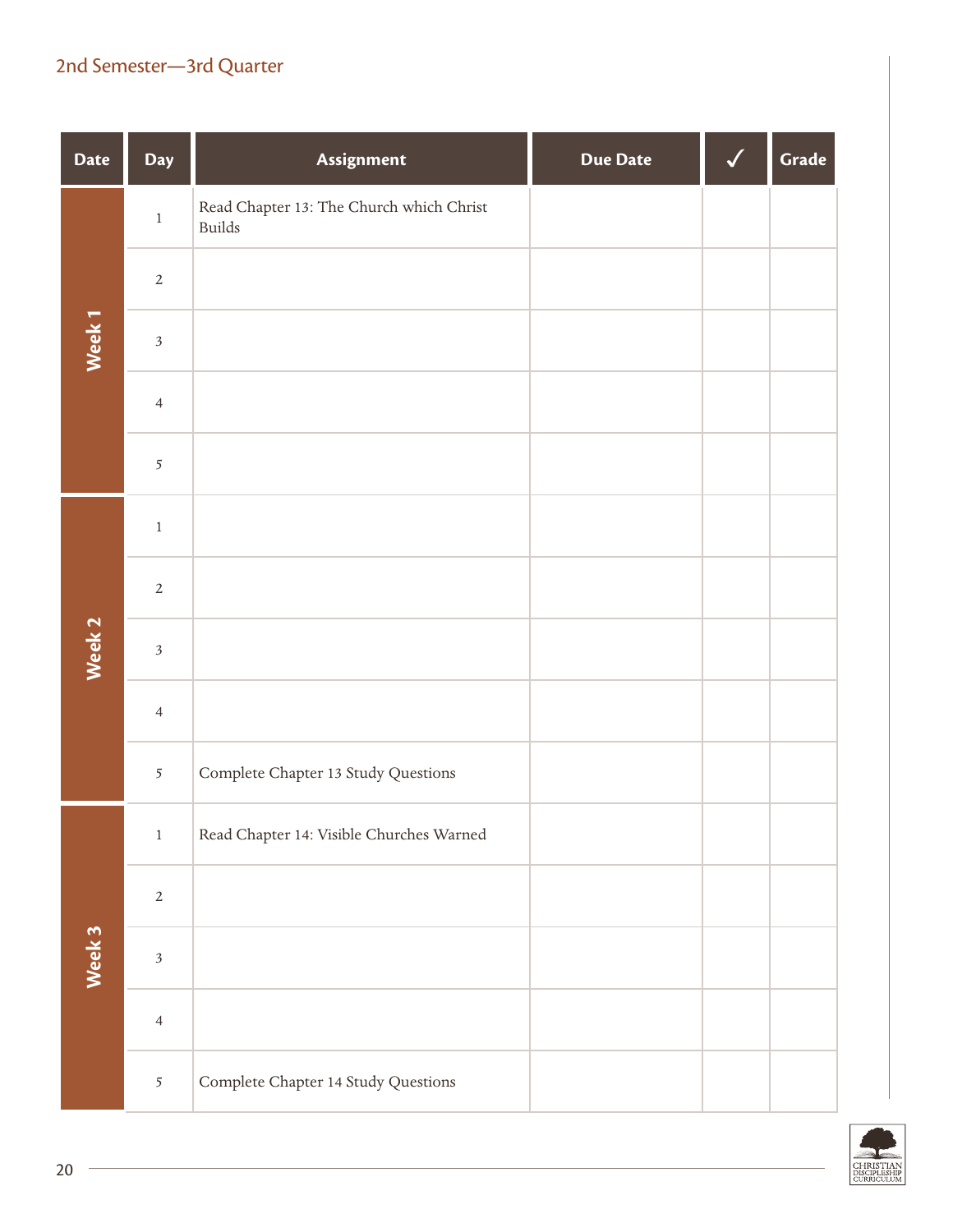## 2nd Semester—3rd Quarter

| Date | Day | Assignment | Due Date | ✓ | Grade |
|---|---|---|---|---|---|
| Week 1 | 1 | Read Chapter 13: The Church which Christ Builds | | | |
| | 2 | | | | |
| | 3 | | | | |
| | 4 | | | | |
| | 5 | | | | |
| Week 2 | 1 | | | | |
| | 2 | | | | |
| | 3 | | | | |
| | 4 | | | | |
| | 5 | Complete Chapter 13 Study Questions | | | |
| Week 3 | 1 | Read Chapter 14: Visible Churches Warned | | | |
| | 2 | | | | |
| | 3 | | | | |
| | 4 | | | | |
| | 5 | Complete Chapter 14 Study Questions | | | |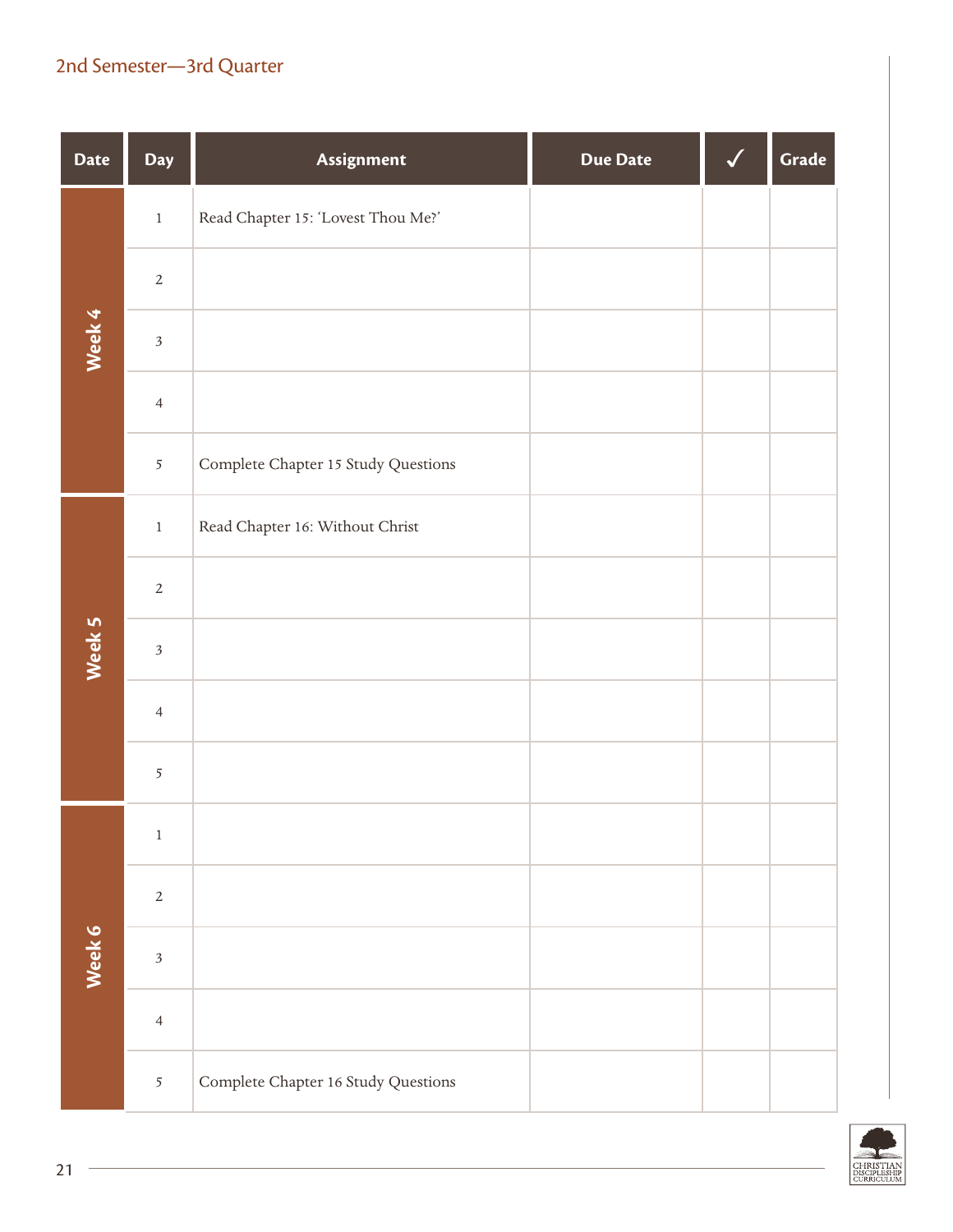## 2nd Semester—3rd Quarter

| Date | Day | Assignment | Due Date | ✓ | Grade |
|---|---|---|---|---|---|
| Week 4 | 1 | Read Chapter 15: 'Lovest Thou Me?' | | | |
| | 2 | | | | |
| | 3 | | | | |
| | 4 | | | | |
| | 5 | Complete Chapter 15 Study Questions | | | |
| Week 5 | 1 | Read Chapter 16: Without Christ | | | |
| | 2 | | | | |
| | 3 | | | | |
| | 4 | | | | |
| | 5 | | | | |
| Week 6 | 1 | | | | |
| | 2 | | | | |
| | 3 | | | | |
| | 4 | | | | |
| | 5 | Complete Chapter 16 Study Questions | | | |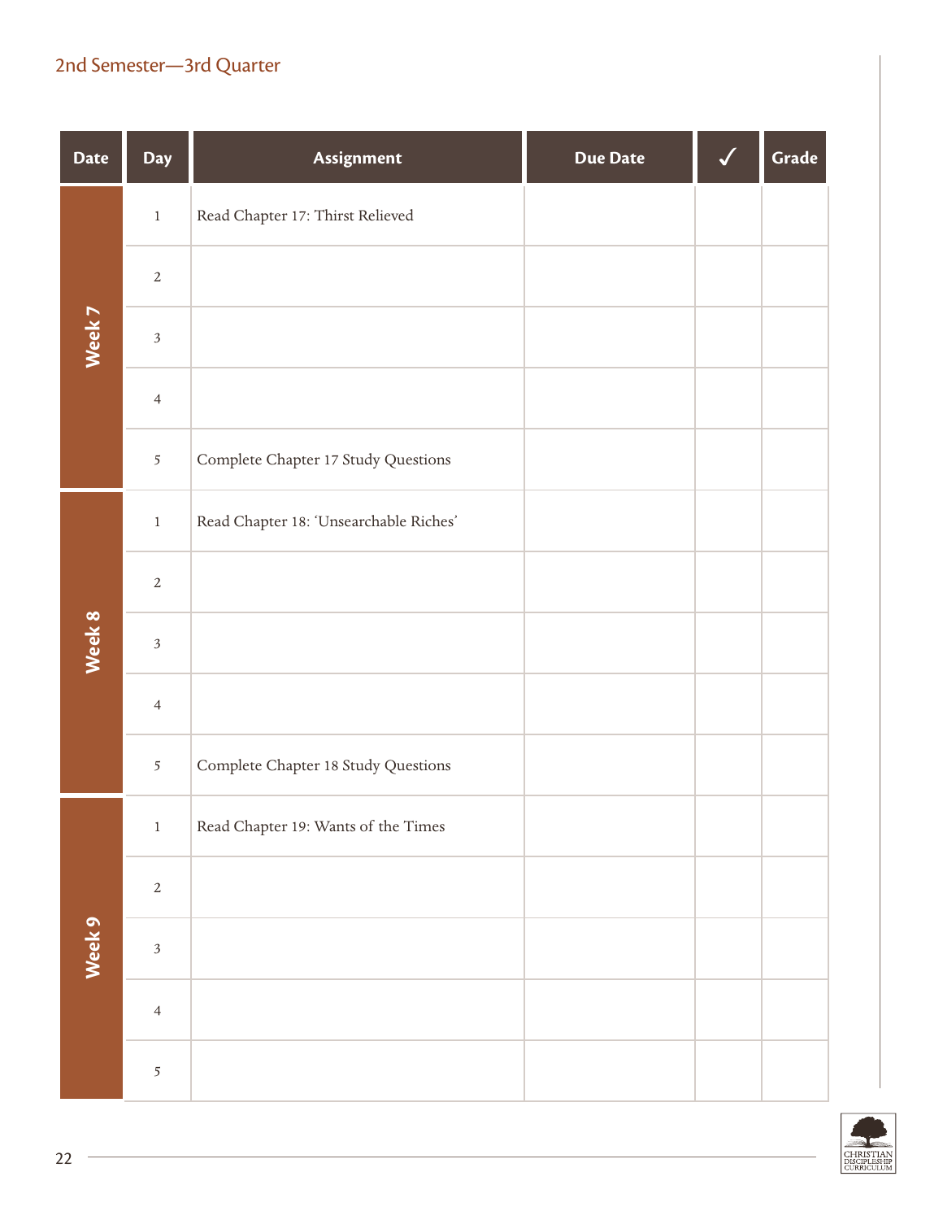## 2nd Semester—3rd Quarter

| Date | Day | Assignment | Due Date | ✓ | Grade |
|---|---|---|---|---|---|
| Week 7 | 1 | Read Chapter 17: Thirst Relieved | | | |
| | 2 | | | | |
| | 3 | | | | |
| | 4 | | | | |
| | 5 | Complete Chapter 17 Study Questions | | | |
| Week 8 | 1 | Read Chapter 18: 'Unsearchable Riches' | | | |
| | 2 | | | | |
| | 3 | | | | |
| | 4 | | | | |
| | 5 | Complete Chapter 18 Study Questions | | | |
| Week 9 | 1 | Read Chapter 19: Wants of the Times | | | |
| | 2 | | | | |
| | 3 | | | | |
| | 4 | | | | |
| | 5 | | | | |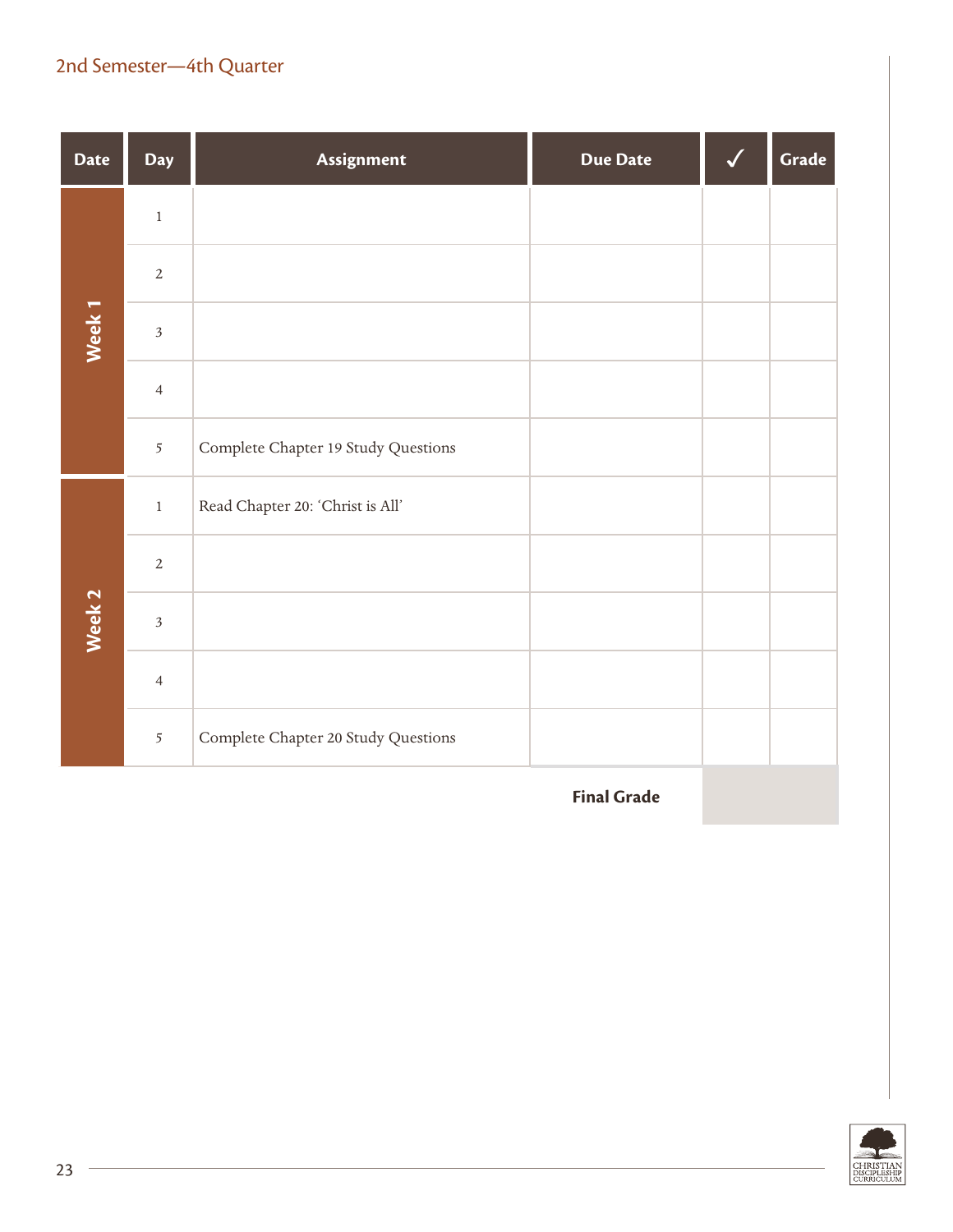## 2nd Semester—4th Quarter

| Date | Day | Assignment | Due Date | ✓ | Grade |
|---|---|---|---|---|---|
| Week 1 | 1 | | | | |
| | 2 | | | | |
| | 3 | | | | |
| | 4 | | | | |
| | 5 | Complete Chapter 19 Study Questions | | | |
| Week 2 | 1 | Read Chapter 20: 'Christ is All' | | | |
| | 2 | | | | |
| | 3 | | | | |
| | 4 | | | | |
| | 5 | Complete Chapter 20 Study Questions | | | |
| | | | **Final Grade** | | |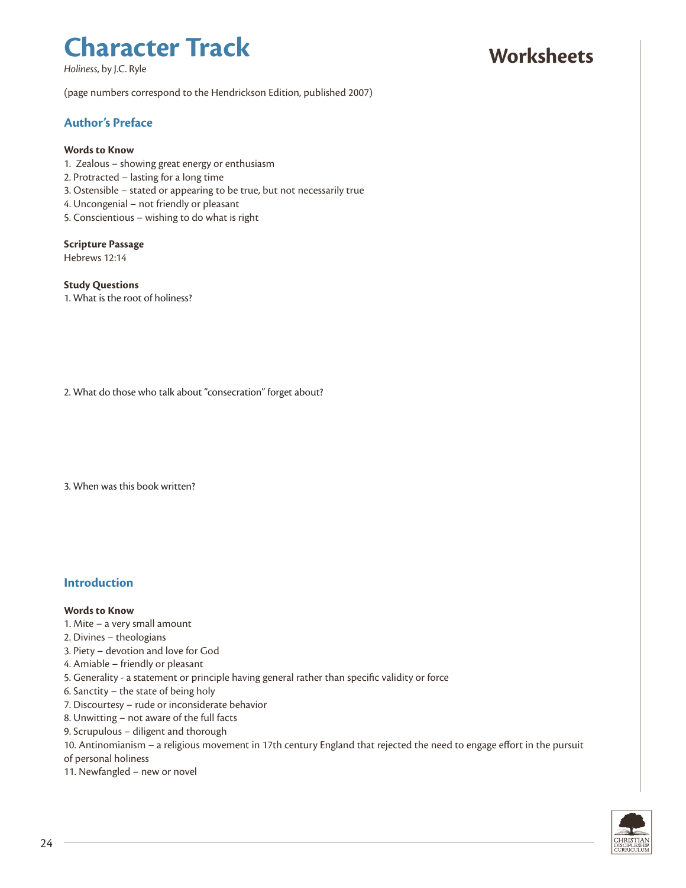# Character Track

*Holiness*, by J.C. Ryle

# Worksheets

(page numbers correspond to the Hendrickson Edition, published 2007)

## Author's Preface

**Words to Know**

1. Zealous – showing great energy or enthusiasm
2. Protracted – lasting for a long time
3. Ostensible – stated or appearing to be true, but not necessarily true
4. Uncongenial – not friendly or pleasant
5. Conscientious – wishing to do what is right

**Scripture Passage**

Hebrews 12:14

**Study Questions**

1. What is the root of holiness?

2. What do those who talk about "consecration" forget about?

3. When was this book written?

## Introduction

**Words to Know**

1. Mite – a very small amount
2. Divines – theologians
3. Piety – devotion and love for God
4. Amiable – friendly or pleasant
5. Generality - a statement or principle having general rather than specific validity or force
6. Sanctity – the state of being holy
7. Discourtesy – rude or inconsiderate behavior
8. Unwitting – not aware of the full facts
9. Scrupulous – diligent and thorough
10. Antinomianism – a religious movement in 17th century England that rejected the need to engage effort in the pursuit of personal holiness
11. Newfangled – new or novel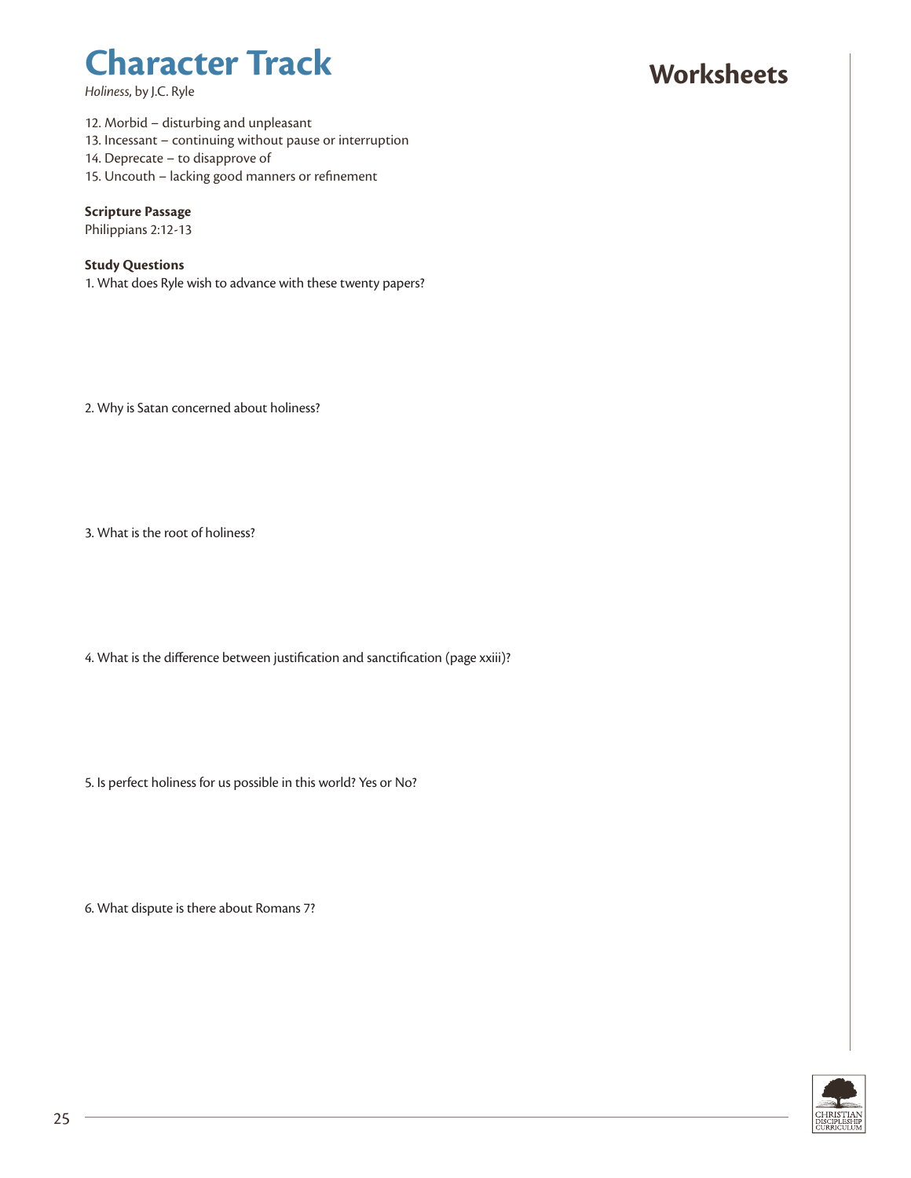# Character Track

*Holiness*, by J.C. Ryle

## Worksheets

12. Morbid – disturbing and unpleasant
13. Incessant – continuing without pause or interruption
14. Deprecate – to disapprove of
15. Uncouth – lacking good manners or refinement

**Scripture Passage**
Philippians 2:12-13

**Study Questions**

1. What does Ryle wish to advance with these twenty papers?

2. Why is Satan concerned about holiness?

3. What is the root of holiness?

4. What is the difference between justification and sanctification (page xxiii)?

5. Is perfect holiness for us possible in this world? Yes or No?

6. What dispute is there about Romans 7?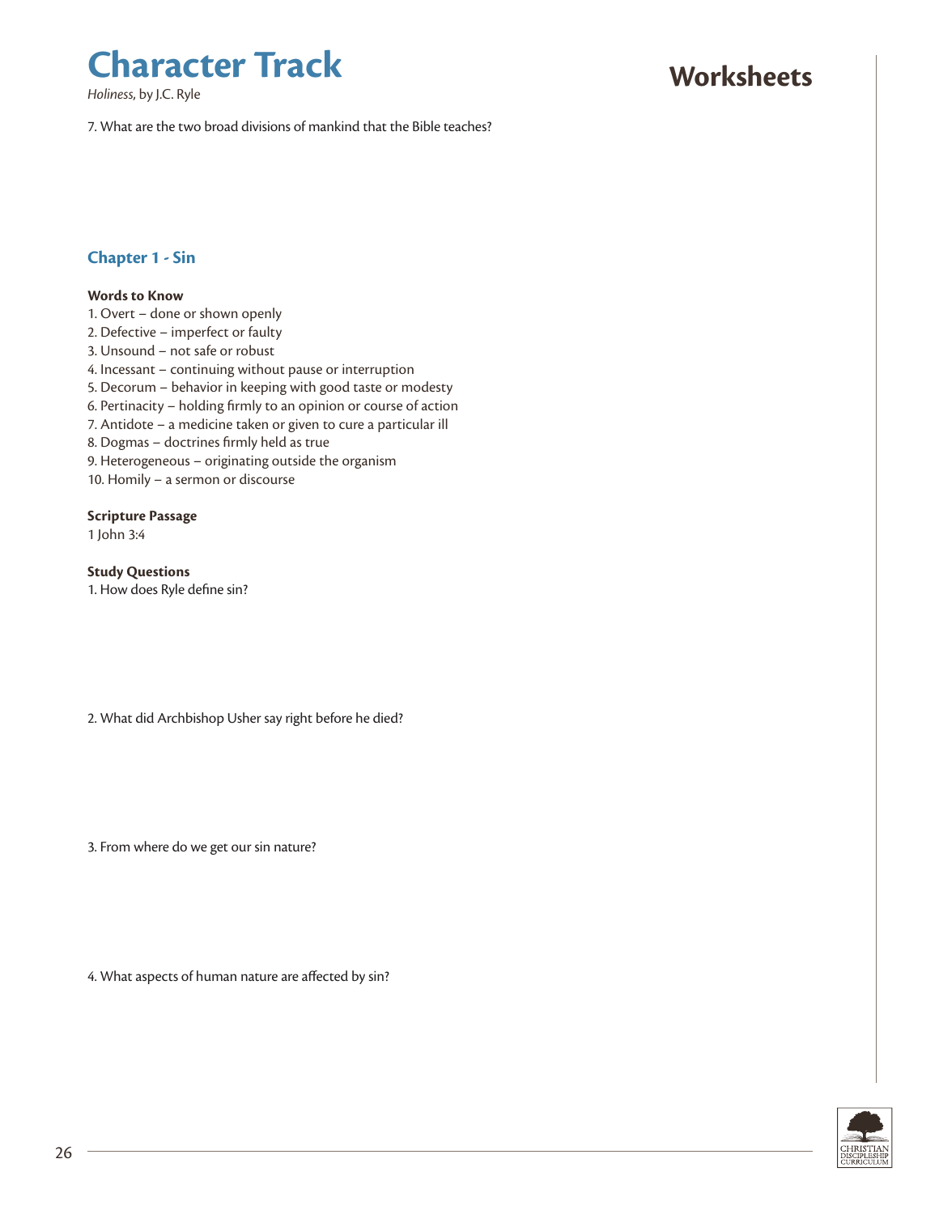7. What are the two broad divisions of mankind that the Bible teaches?

## Chapter 1 - Sin

**Words to Know**

1. Overt – done or shown openly
2. Defective – imperfect or faulty
3. Unsound – not safe or robust
4. Incessant – continuing without pause or interruption
5. Decorum – behavior in keeping with good taste or modesty
6. Pertinacity – holding firmly to an opinion or course of action
7. Antidote – a medicine taken or given to cure a particular ill
8. Dogmas – doctrines firmly held as true
9. Heterogeneous – originating outside the organism
10. Homily – a sermon or discourse

**Scripture Passage**

1 John 3:4

**Study Questions**

1. How does Ryle define sin?

2. What did Archbishop Usher say right before he died?

3. From where do we get our sin nature?

4. What aspects of human nature are affected by sin?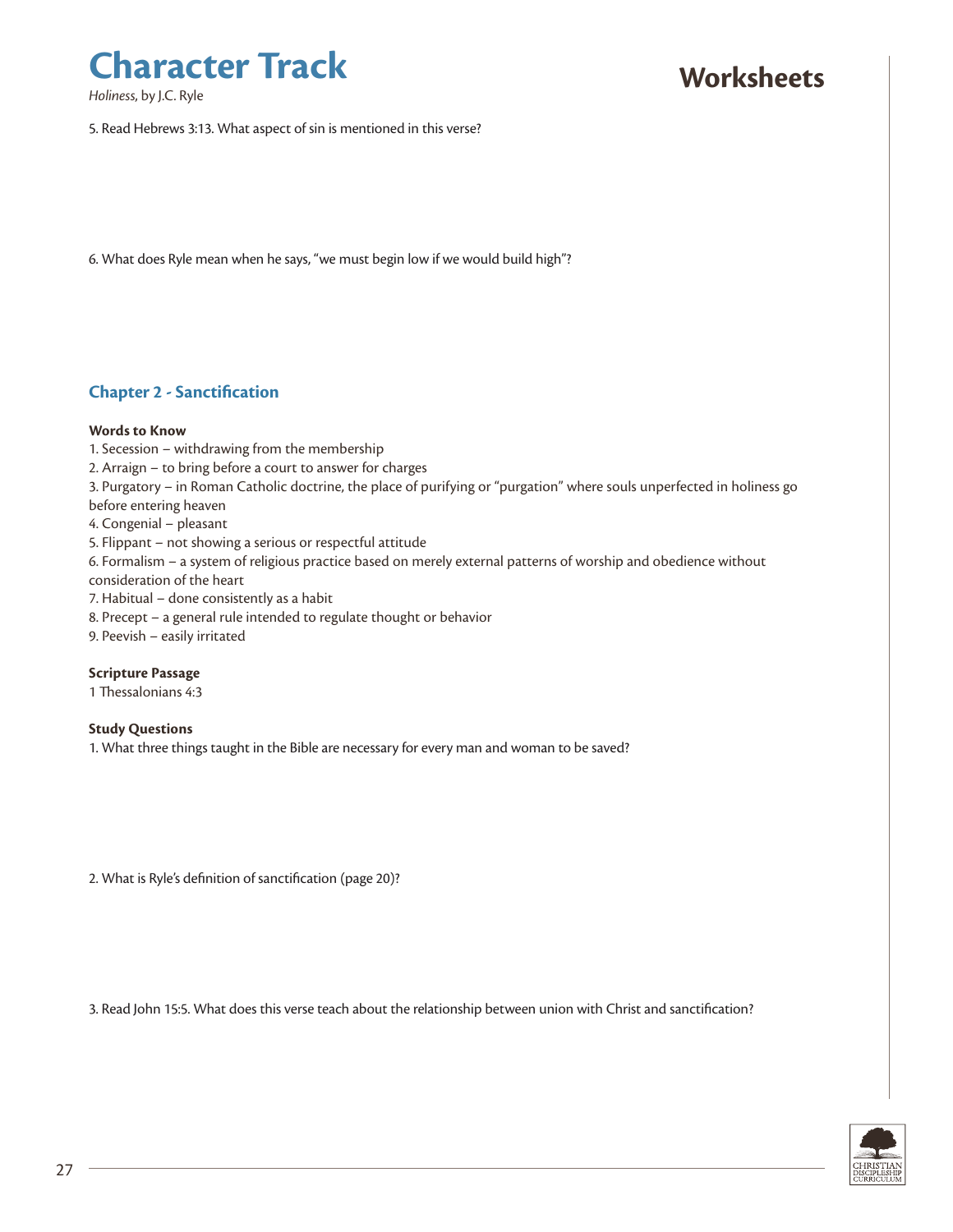5. Read Hebrews 3:13. What aspect of sin is mentioned in this verse?

6. What does Ryle mean when he says, "we must begin low if we would build high"?

## Chapter 2 - Sanctification

**Words to Know**

1. Secession – withdrawing from the membership
2. Arraign – to bring before a court to answer for charges
3. Purgatory – in Roman Catholic doctrine, the place of purifying or "purgation" where souls unperfected in holiness go before entering heaven
4. Congenial – pleasant
5. Flippant – not showing a serious or respectful attitude
6. Formalism – a system of religious practice based on merely external patterns of worship and obedience without consideration of the heart
7. Habitual – done consistently as a habit
8. Precept – a general rule intended to regulate thought or behavior
9. Peevish – easily irritated

**Scripture Passage**

1 Thessalonians 4:3

**Study Questions**

1. What three things taught in the Bible are necessary for every man and woman to be saved?

2. What is Ryle's definition of sanctification (page 20)?

3. Read John 15:5. What does this verse teach about the relationship between union with Christ and sanctification?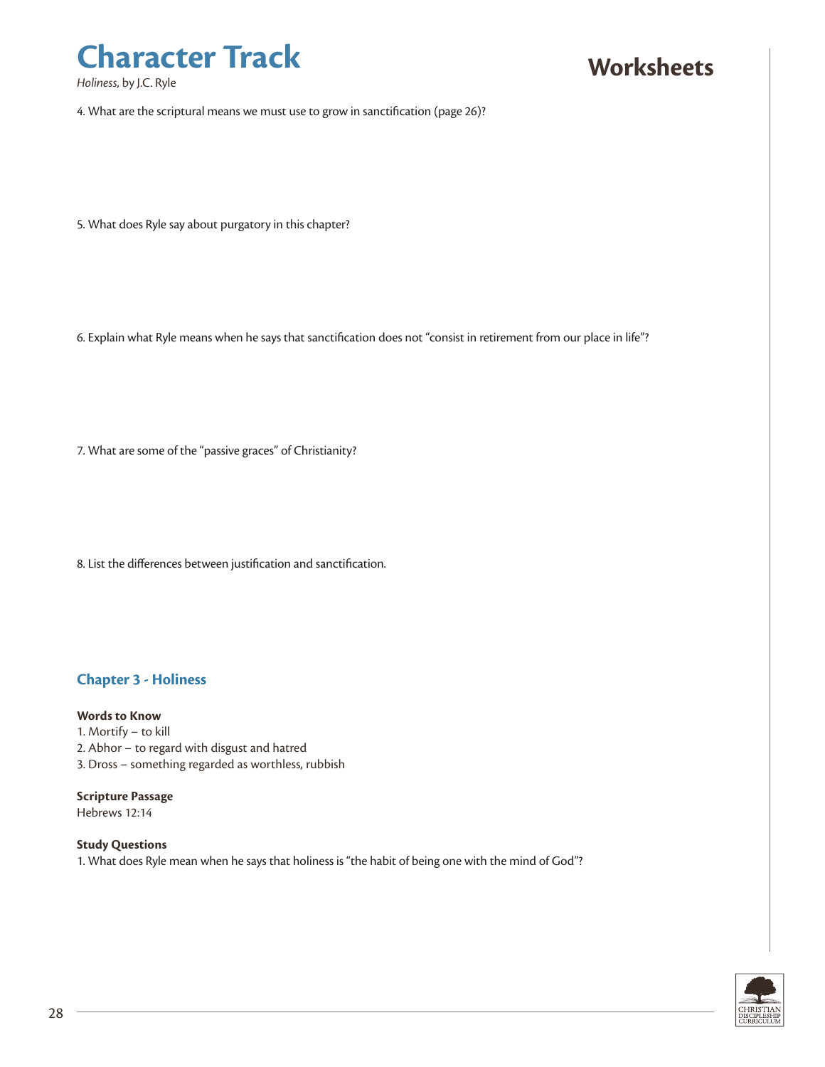4. What are the scriptural means we must use to grow in sanctification (page 26)?

5. What does Ryle say about purgatory in this chapter?

6. Explain what Ryle means when he says that sanctification does not "consist in retirement from our place in life"?

7. What are some of the "passive graces" of Christianity?

8. List the differences between justification and sanctification.

## Chapter 3 - Holiness

**Words to Know**

1. Mortify – to kill
2. Abhor – to regard with disgust and hatred
3. Dross – something regarded as worthless, rubbish

**Scripture Passage**

Hebrews 12:14

**Study Questions**

1. What does Ryle mean when he says that holiness is "the habit of being one with the mind of God"?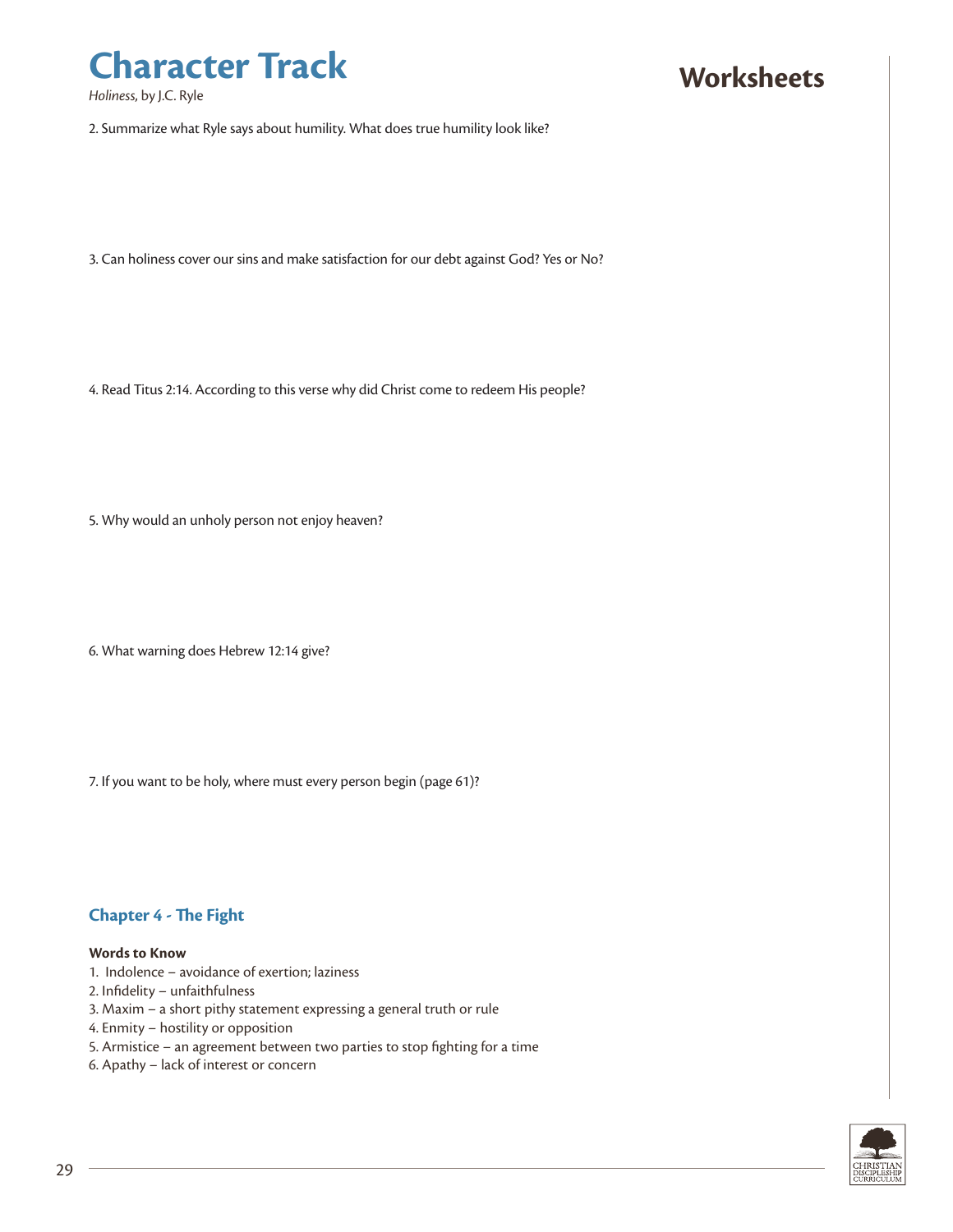2. Summarize what Ryle says about humility. What does true humility look like?

3. Can holiness cover our sins and make satisfaction for our debt against God? Yes or No?

4. Read Titus 2:14. According to this verse why did Christ come to redeem His people?

5. Why would an unholy person not enjoy heaven?

6. What warning does Hebrew 12:14 give?

7. If you want to be holy, where must every person begin (page 61)?

## Chapter 4 - The Fight

**Words to Know**

1. Indolence – avoidance of exertion; laziness
2. Infidelity – unfaithfulness
3. Maxim – a short pithy statement expressing a general truth or rule
4. Enmity – hostility or opposition
5. Armistice – an agreement between two parties to stop fighting for a time
6. Apathy – lack of interest or concern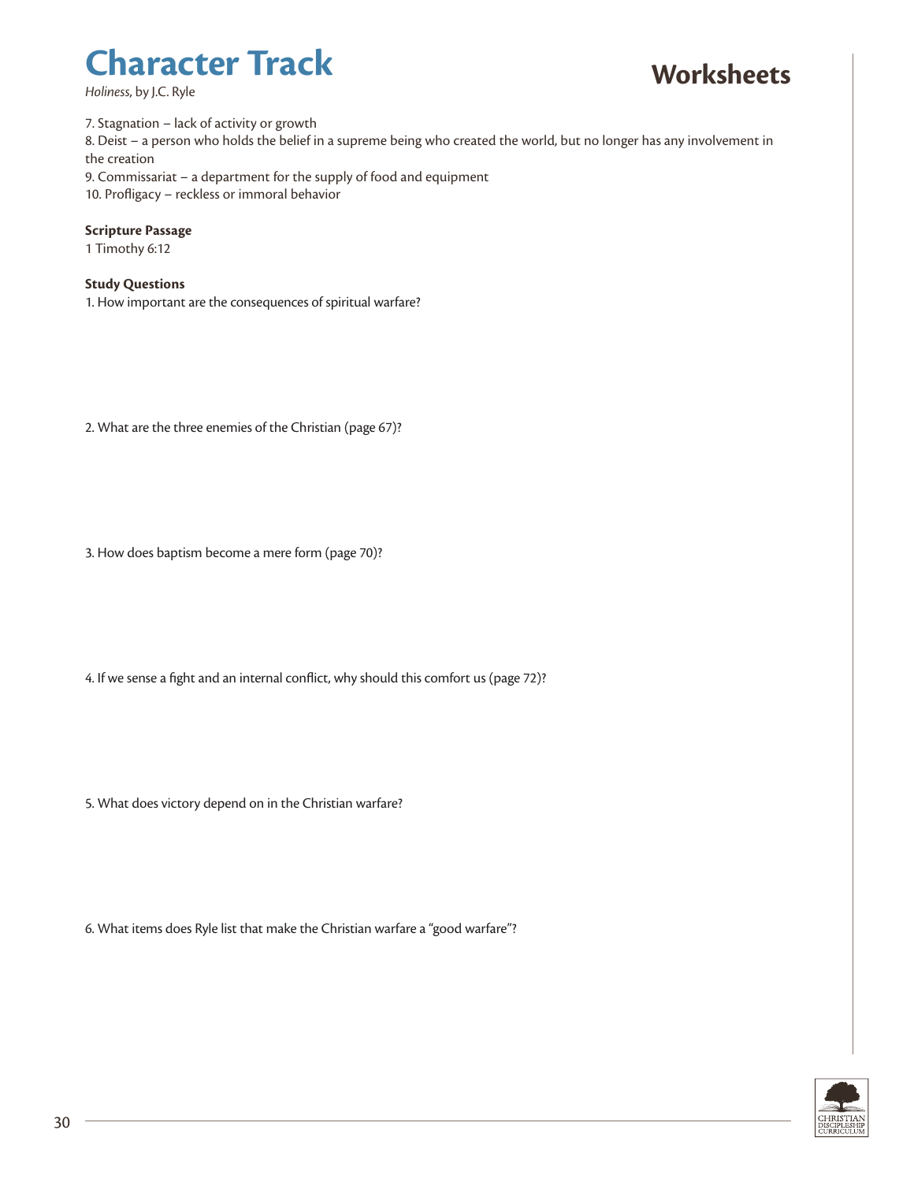# Character Track

*Holiness*, by J.C. Ryle

## Worksheets

7. Stagnation – lack of activity or growth
8. Deist – a person who holds the belief in a supreme being who created the world, but no longer has any involvement in the creation
9. Commissariat – a department for the supply of food and equipment
10. Profligacy – reckless or immoral behavior

**Scripture Passage**

1 Timothy 6:12

**Study Questions**

1. How important are the consequences of spiritual warfare?

2. What are the three enemies of the Christian (page 67)?

3. How does baptism become a mere form (page 70)?

4. If we sense a fight and an internal conflict, why should this comfort us (page 72)?

5. What does victory depend on in the Christian warfare?

6. What items does Ryle list that make the Christian warfare a "good warfare"?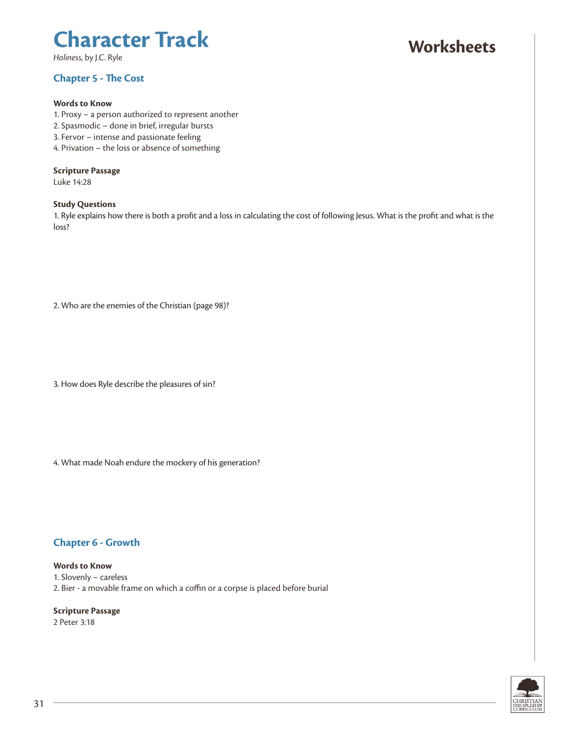# Character Track

*Holiness*, by J.C. Ryle

# Worksheets

## Chapter 5 - The Cost

**Words to Know**

1. Proxy – a person authorized to represent another
2. Spasmodic – done in brief, irregular bursts
3. Fervor – intense and passionate feeling
4. Privation – the loss or absence of something

**Scripture Passage**

Luke 14:28

**Study Questions**

1. Ryle explains how there is both a profit and a loss in calculating the cost of following Jesus. What is the profit and what is the loss?

2. Who are the enemies of the Christian (page 98)?

3. How does Ryle describe the pleasures of sin?

4. What made Noah endure the mockery of his generation?

## Chapter 6 - Growth

**Words to Know**

1. Slovenly – careless
2. Bier - a movable frame on which a coffin or a corpse is placed before burial

**Scripture Passage**

2 Peter 3:18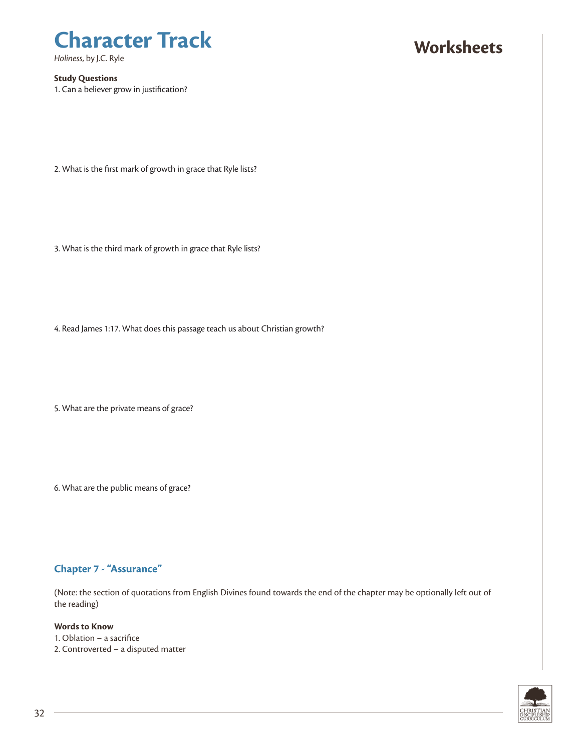# Character Track

*Holiness*, by J.C. Ryle

## Worksheets

**Study Questions**

1. Can a believer grow in justification?

2. What is the first mark of growth in grace that Ryle lists?

3. What is the third mark of growth in grace that Ryle lists?

4. Read James 1:17. What does this passage teach us about Christian growth?

5. What are the private means of grace?

6. What are the public means of grace?

### Chapter 7 - "Assurance"

(Note: the section of quotations from English Divines found towards the end of the chapter may be optionally left out of the reading)

**Words to Know**

1. Oblation – a sacrifice
2. Controverted – a disputed matter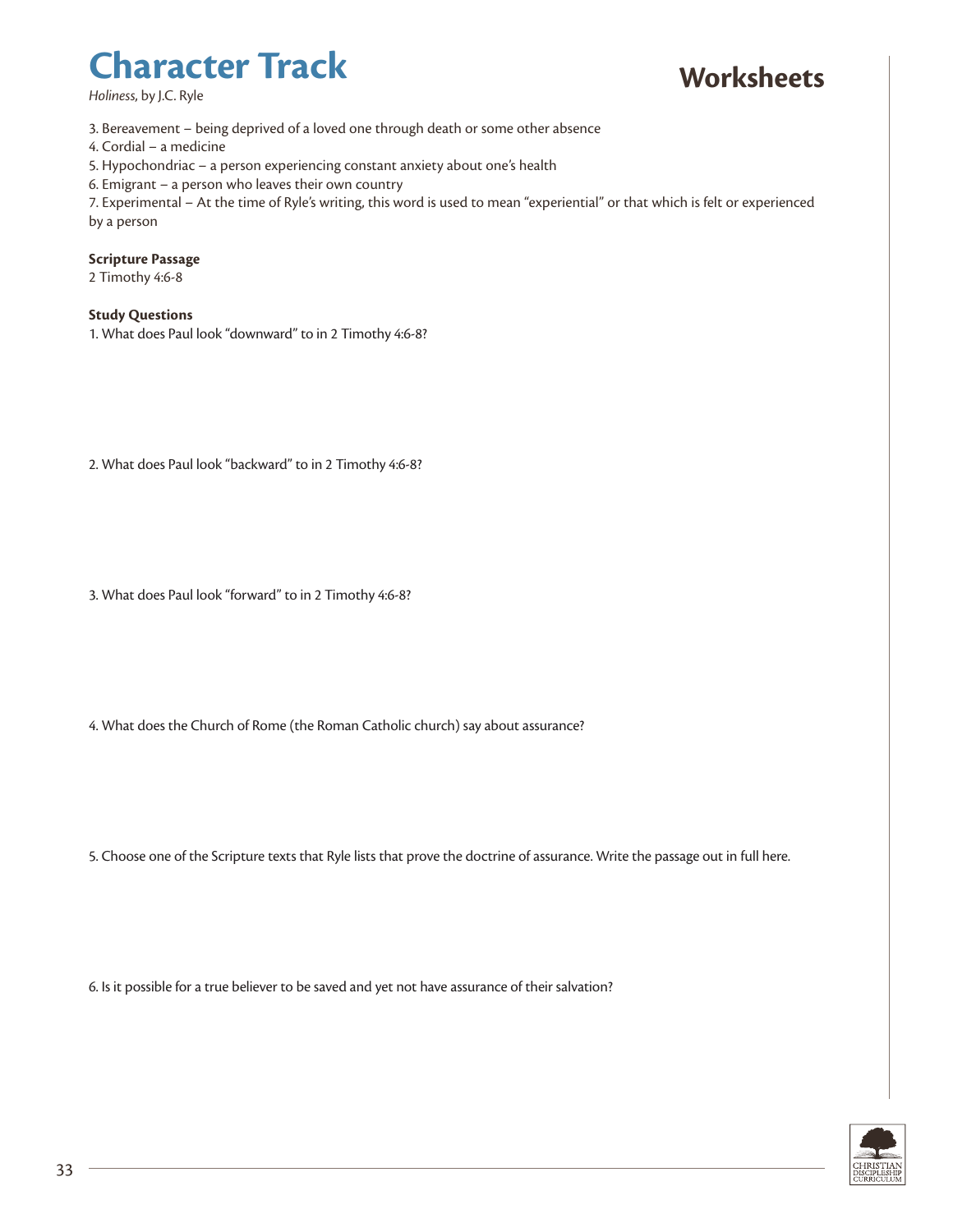# Character Track

*Holiness*, by J.C. Ryle

## Worksheets

3. Bereavement – being deprived of a loved one through death or some other absence
4. Cordial – a medicine
5. Hypochondriac – a person experiencing constant anxiety about one's health
6. Emigrant – a person who leaves their own country
7. Experimental – At the time of Ryle's writing, this word is used to mean "experiential" or that which is felt or experienced by a person

**Scripture Passage**

2 Timothy 4:6-8

**Study Questions**

1. What does Paul look "downward" to in 2 Timothy 4:6-8?

2. What does Paul look "backward" to in 2 Timothy 4:6-8?

3. What does Paul look "forward" to in 2 Timothy 4:6-8?

4. What does the Church of Rome (the Roman Catholic church) say about assurance?

5. Choose one of the Scripture texts that Ryle lists that prove the doctrine of assurance. Write the passage out in full here.

6. Is it possible for a true believer to be saved and yet not have assurance of their salvation?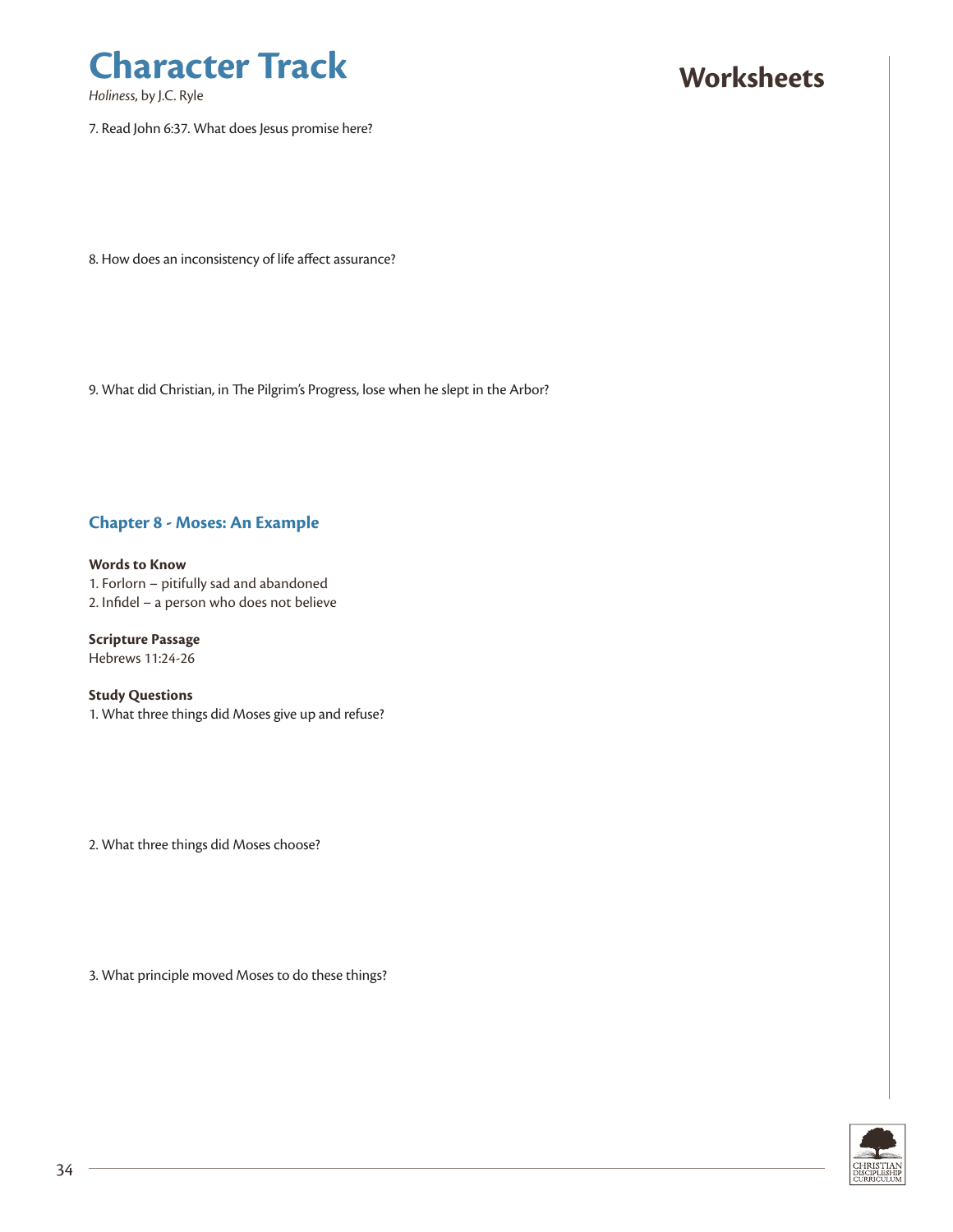7. Read John 6:37. What does Jesus promise here?

8. How does an inconsistency of life affect assurance?

9. What did Christian, in The Pilgrim's Progress, lose when he slept in the Arbor?

### Chapter 8 - Moses: An Example

**Words to Know**

1. Forlorn – pitifully sad and abandoned
2. Infidel – a person who does not believe

**Scripture Passage**

Hebrews 11:24-26

**Study Questions**

1. What three things did Moses give up and refuse?

2. What three things did Moses choose?

3. What principle moved Moses to do these things?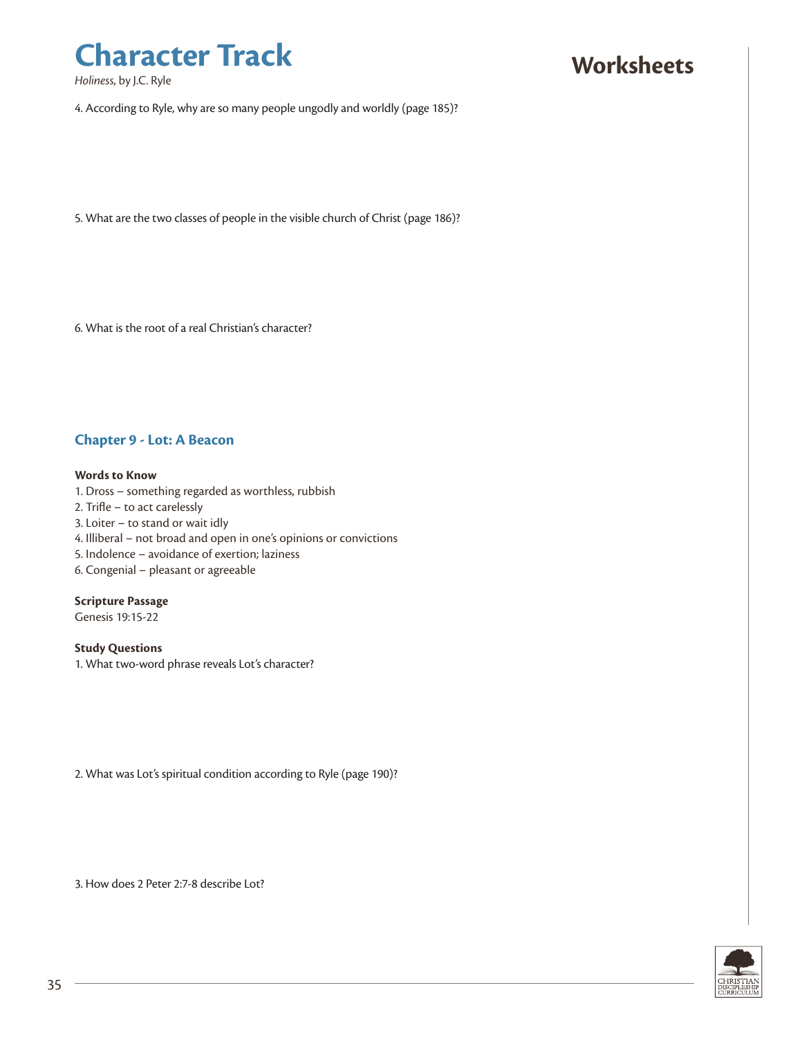4. According to Ryle, why are so many people ungodly and worldly (page 185)?

5. What are the two classes of people in the visible church of Christ (page 186)?

6. What is the root of a real Christian's character?

## Chapter 9 - Lot: A Beacon

**Words to Know**

1. Dross – something regarded as worthless, rubbish
2. Trifle – to act carelessly
3. Loiter – to stand or wait idly
4. Illiberal – not broad and open in one's opinions or convictions
5. Indolence – avoidance of exertion; laziness
6. Congenial – pleasant or agreeable

**Scripture Passage**

Genesis 19:15-22

**Study Questions**

1. What two-word phrase reveals Lot's character?

2. What was Lot's spiritual condition according to Ryle (page 190)?

3. How does 2 Peter 2:7-8 describe Lot?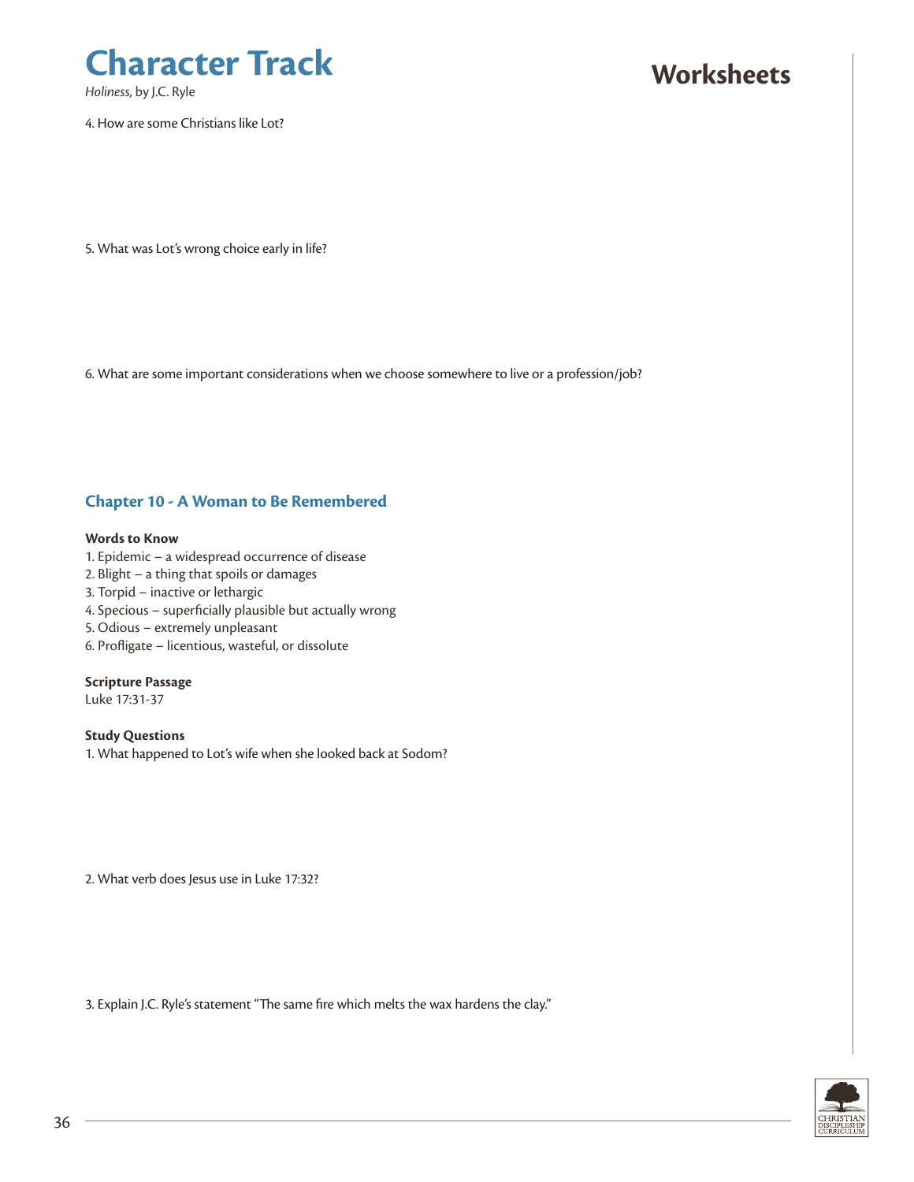4. How are some Christians like Lot?

5. What was Lot's wrong choice early in life?

6. What are some important considerations when we choose somewhere to live or a profession/job?

## Chapter 10 - A Woman to Be Remembered

**Words to Know**

1. Epidemic – a widespread occurrence of disease
2. Blight – a thing that spoils or damages
3. Torpid – inactive or lethargic
4. Specious – superficially plausible but actually wrong
5. Odious – extremely unpleasant
6. Profligate – licentious, wasteful, or dissolute

**Scripture Passage**

Luke 17:31-37

**Study Questions**

1. What happened to Lot's wife when she looked back at Sodom?

2. What verb does Jesus use in Luke 17:32?

3. Explain J.C. Ryle's statement "The same fire which melts the wax hardens the clay."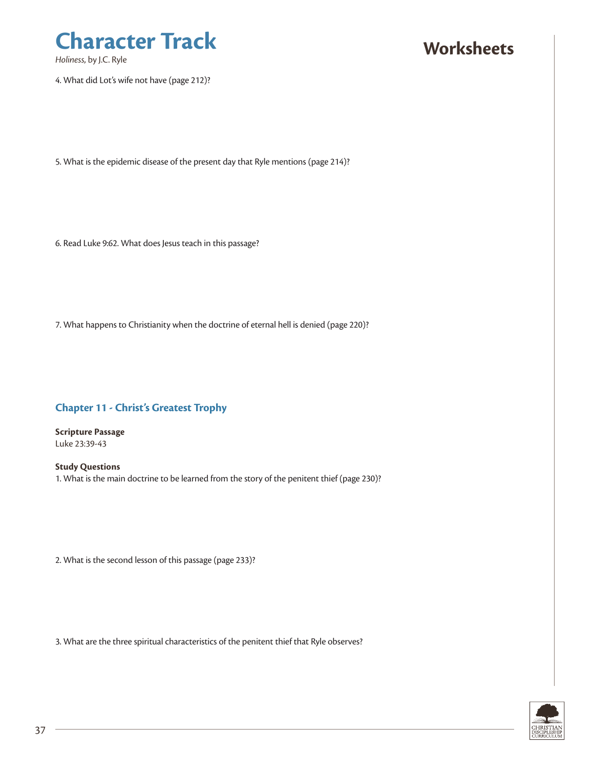4. What did Lot's wife not have (page 212)?

5. What is the epidemic disease of the present day that Ryle mentions (page 214)?

6. Read Luke 9:62. What does Jesus teach in this passage?

7. What happens to Christianity when the doctrine of eternal hell is denied (page 220)?

## Chapter 11 - Christ's Greatest Trophy

**Scripture Passage**
Luke 23:39-43

**Study Questions**
1. What is the main doctrine to be learned from the story of the penitent thief (page 230)?

2. What is the second lesson of this passage (page 233)?

3. What are the three spiritual characteristics of the penitent thief that Ryle observes?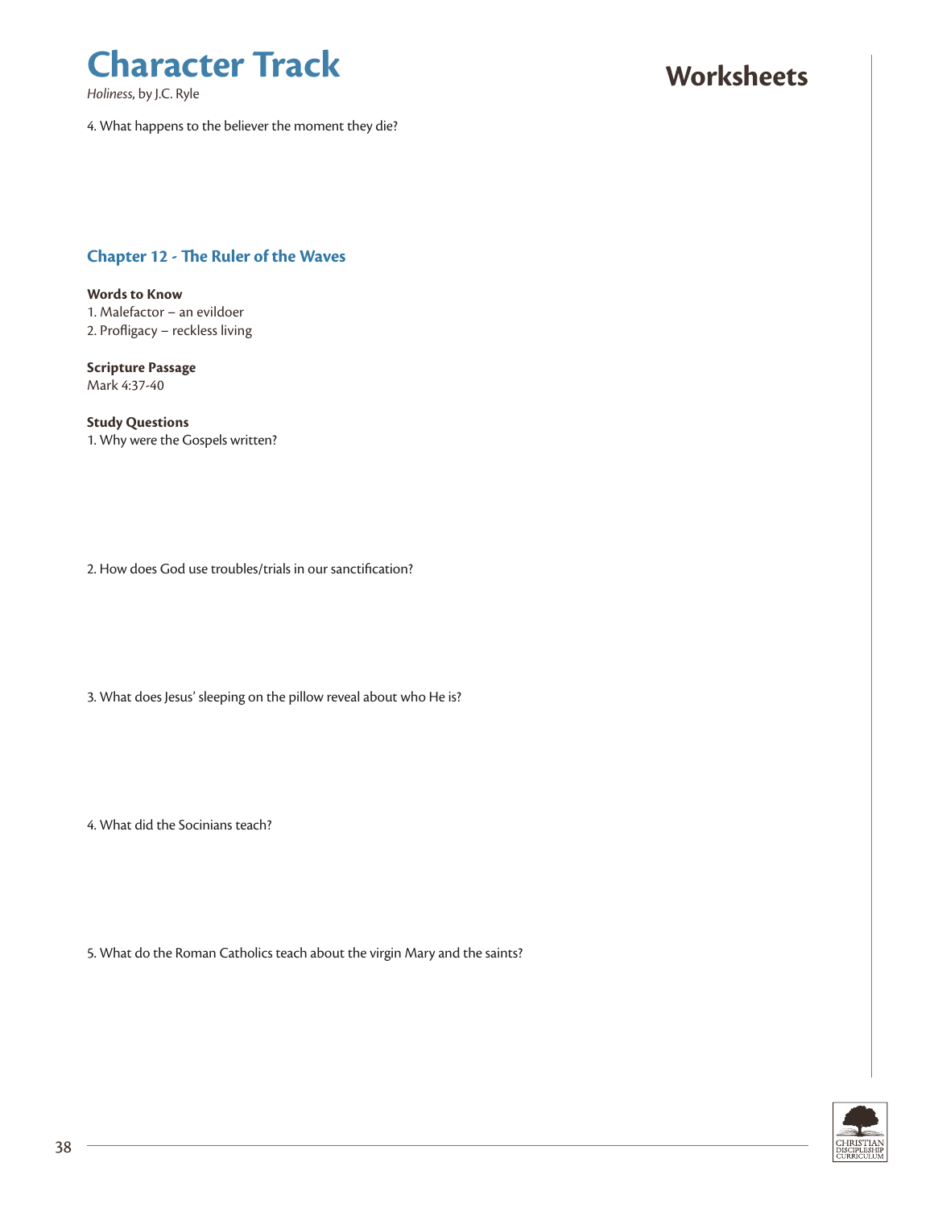4. What happens to the believer the moment they die?

## Chapter 12 - The Ruler of the Waves

**Words to Know**

1. Malefactor – an evildoer
2. Profligacy – reckless living

**Scripture Passage**

Mark 4:37-40

**Study Questions**

1. Why were the Gospels written?

2. How does God use troubles/trials in our sanctification?

3. What does Jesus' sleeping on the pillow reveal about who He is?

4. What did the Socinians teach?

5. What do the Roman Catholics teach about the virgin Mary and the saints?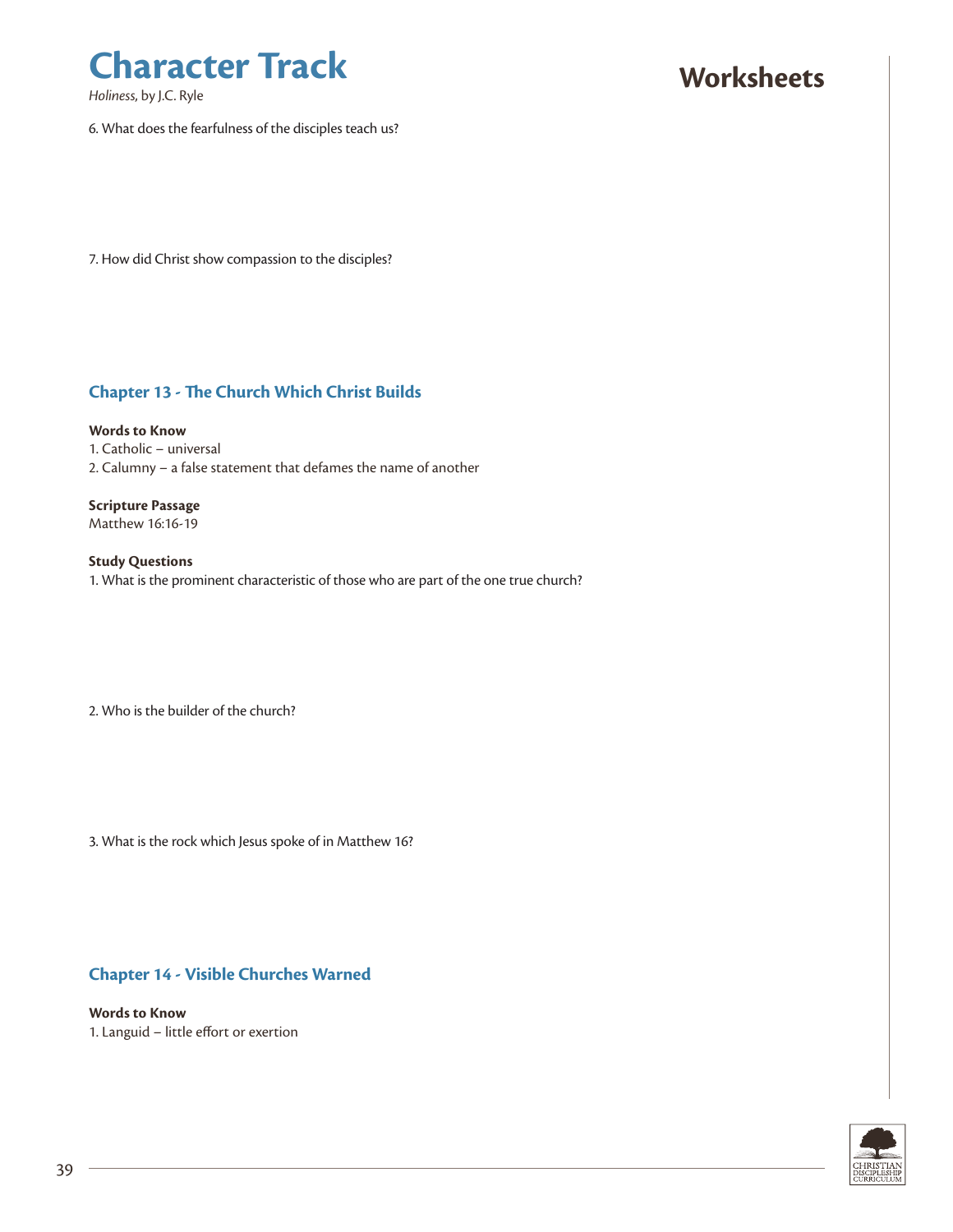6. What does the fearfulness of the disciples teach us?

7. How did Christ show compassion to the disciples?

### Chapter 13 - The Church Which Christ Builds

**Words to Know**
1. Catholic – universal
2. Calumny – a false statement that defames the name of another

**Scripture Passage**
Matthew 16:16-19

**Study Questions**
1. What is the prominent characteristic of those who are part of the one true church?

2. Who is the builder of the church?

3. What is the rock which Jesus spoke of in Matthew 16?

### Chapter 14 - Visible Churches Warned

**Words to Know**
1. Languid – little effort or exertion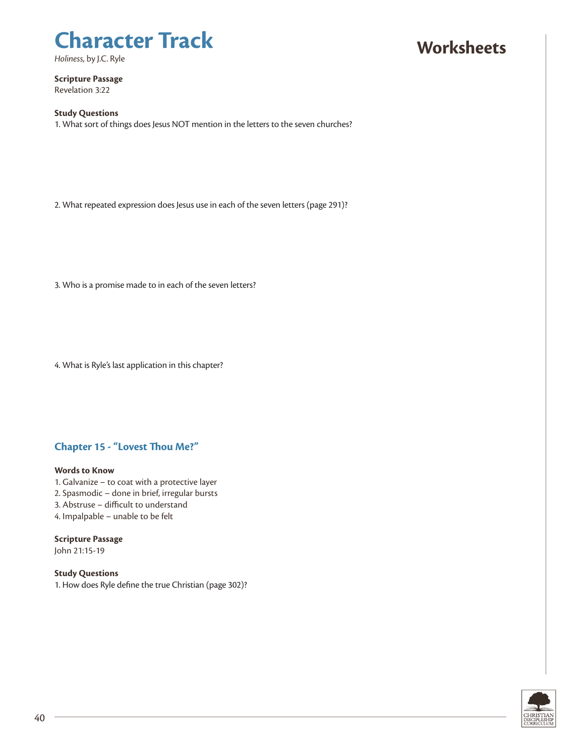# Character Track

*Holiness*, by J.C. Ryle

## Worksheets

**Scripture Passage**
Revelation 3:22

**Study Questions**

1. What sort of things does Jesus NOT mention in the letters to the seven churches?

2. What repeated expression does Jesus use in each of the seven letters (page 291)?

3. Who is a promise made to in each of the seven letters?

4. What is Ryle's last application in this chapter?

### Chapter 15 - "Lovest Thou Me?"

**Words to Know**

1. Galvanize – to coat with a protective layer
2. Spasmodic – done in brief, irregular bursts
3. Abstruse – difficult to understand
4. Impalpable – unable to be felt

**Scripture Passage**
John 21:15-19

**Study Questions**

1. How does Ryle define the true Christian (page 302)?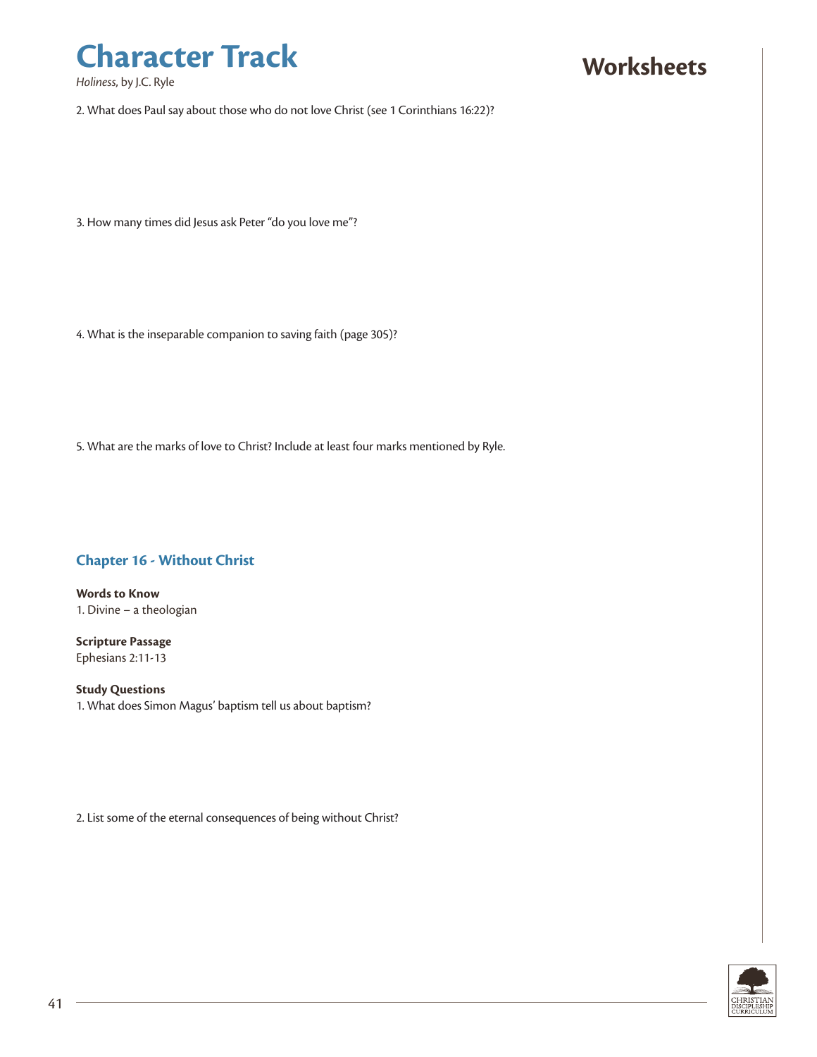2. What does Paul say about those who do not love Christ (see 1 Corinthians 16:22)?

3. How many times did Jesus ask Peter "do you love me"?

4. What is the inseparable companion to saving faith (page 305)?

5. What are the marks of love to Christ? Include at least four marks mentioned by Ryle.

## Chapter 16 - Without Christ

**Words to Know**
1. Divine – a theologian

**Scripture Passage**
Ephesians 2:11-13

**Study Questions**
1. What does Simon Magus' baptism tell us about baptism?

2. List some of the eternal consequences of being without Christ?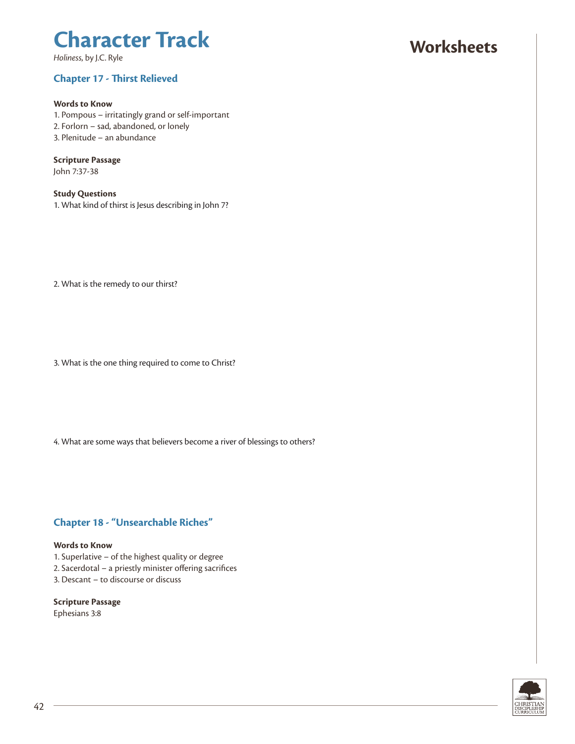# Character Track

*Holiness*, by J.C. Ryle

# Worksheets

## Chapter 17 - Thirst Relieved

**Words to Know**

1. Pompous – irritatingly grand or self-important
2. Forlorn – sad, abandoned, or lonely
3. Plenitude – an abundance

**Scripture Passage**

John 7:37-38

**Study Questions**

1. What kind of thirst is Jesus describing in John 7?

2. What is the remedy to our thirst?

3. What is the one thing required to come to Christ?

4. What are some ways that believers become a river of blessings to others?

## Chapter 18 - "Unsearchable Riches"

**Words to Know**

1. Superlative – of the highest quality or degree
2. Sacerdotal – a priestly minister offering sacrifices
3. Descant – to discourse or discuss

**Scripture Passage**

Ephesians 3:8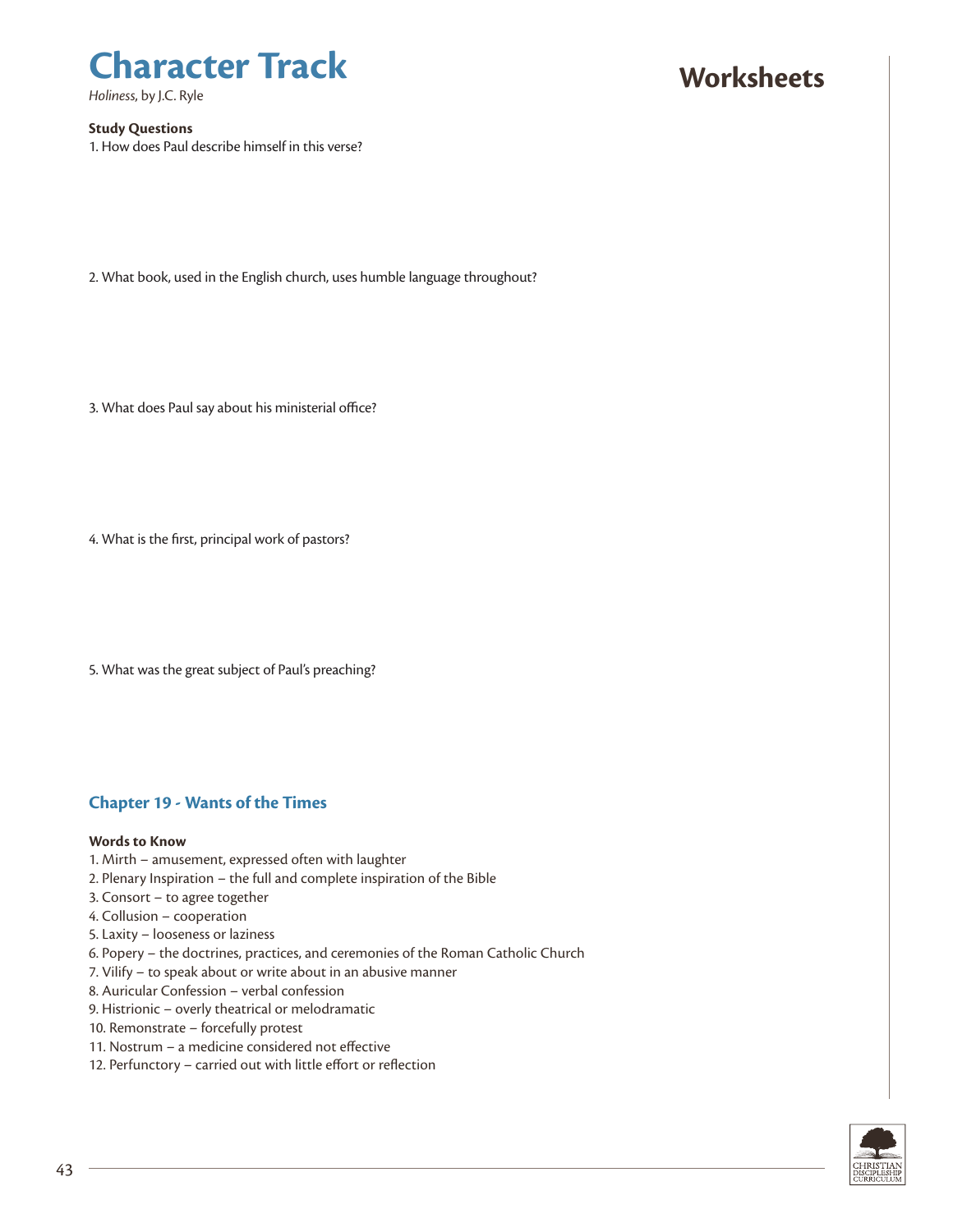# Character Track

*Holiness*, by J.C. Ryle

## Worksheets

**Study Questions**

1. How does Paul describe himself in this verse?

2. What book, used in the English church, uses humble language throughout?

3. What does Paul say about his ministerial office?

4. What is the first, principal work of pastors?

5. What was the great subject of Paul's preaching?

### Chapter 19 - Wants of the Times

**Words to Know**

1. Mirth – amusement, expressed often with laughter
2. Plenary Inspiration – the full and complete inspiration of the Bible
3. Consort – to agree together
4. Collusion – cooperation
5. Laxity – looseness or laziness
6. Popery – the doctrines, practices, and ceremonies of the Roman Catholic Church
7. Vilify – to speak about or write about in an abusive manner
8. Auricular Confession – verbal confession
9. Histrionic – overly theatrical or melodramatic
10. Remonstrate – forcefully protest
11. Nostrum – a medicine considered not effective
12. Perfunctory – carried out with little effort or reflection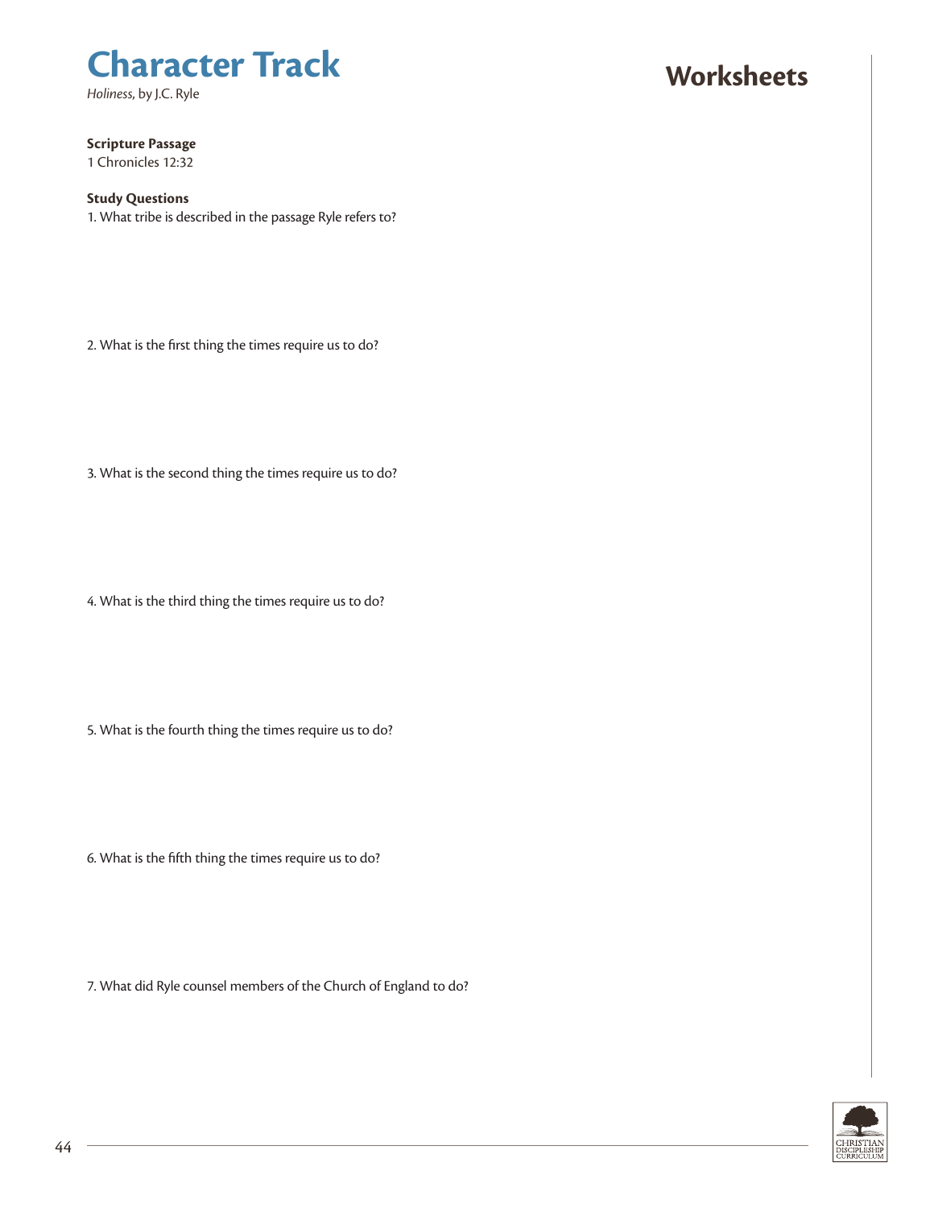# Character Track

*Holiness*, by J.C. Ryle

## Worksheets

**Scripture Passage**

1 Chronicles 12:32

**Study Questions**

1. What tribe is described in the passage Ryle refers to?

2. What is the first thing the times require us to do?

3. What is the second thing the times require us to do?

4. What is the third thing the times require us to do?

5. What is the fourth thing the times require us to do?

6. What is the fifth thing the times require us to do?

7. What did Ryle counsel members of the Church of England to do?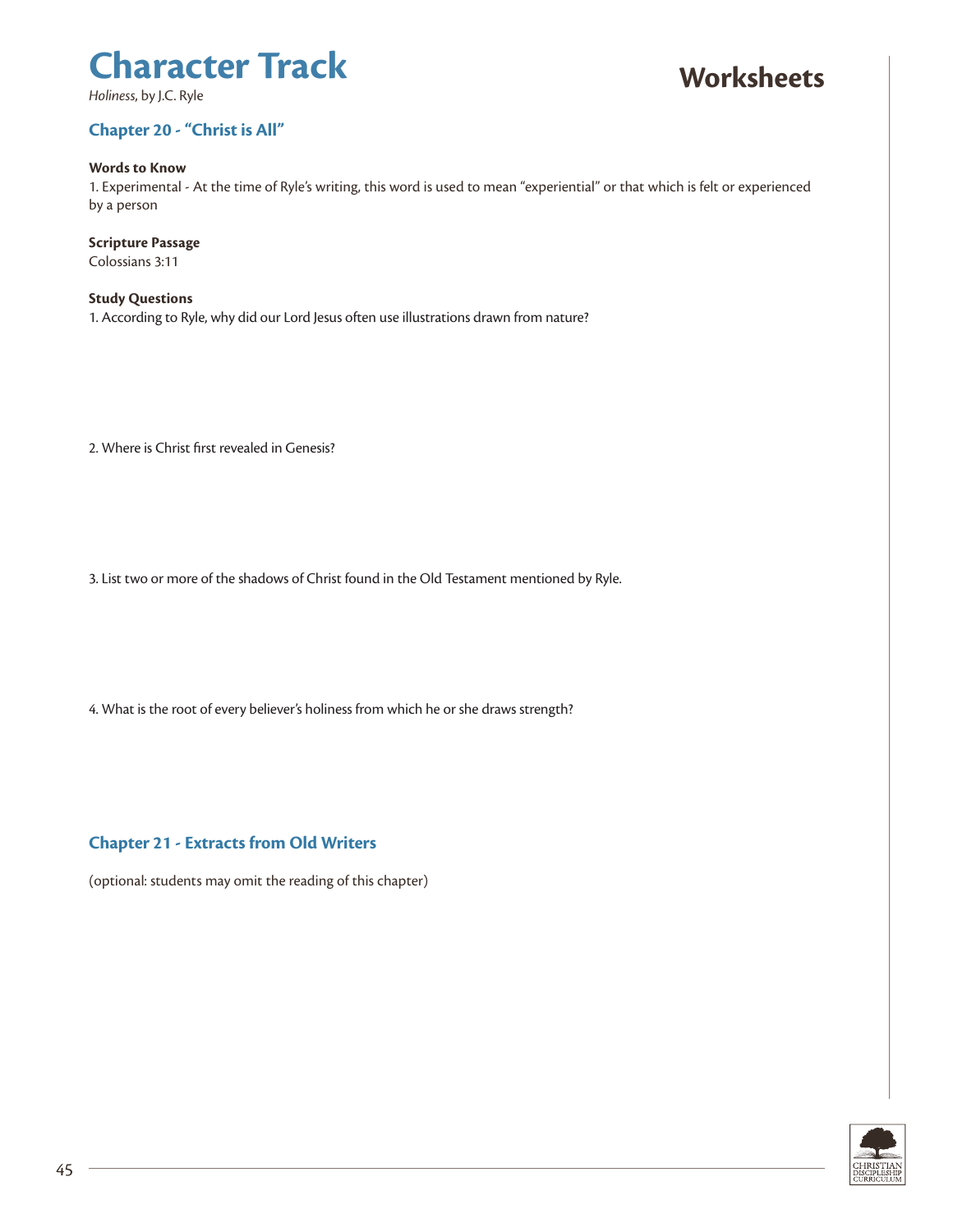# Character Track

*Holiness*, by J.C. Ryle

# Worksheets

## Chapter 20 - "Christ is All"

**Words to Know**

1. Experimental - At the time of Ryle's writing, this word is used to mean "experiential" or that which is felt or experienced by a person

**Scripture Passage**

Colossians 3:11

**Study Questions**

1. According to Ryle, why did our Lord Jesus often use illustrations drawn from nature?

2. Where is Christ first revealed in Genesis?

3. List two or more of the shadows of Christ found in the Old Testament mentioned by Ryle.

4. What is the root of every believer's holiness from which he or she draws strength?

## Chapter 21 - Extracts from Old Writers

(optional: students may omit the reading of this chapter)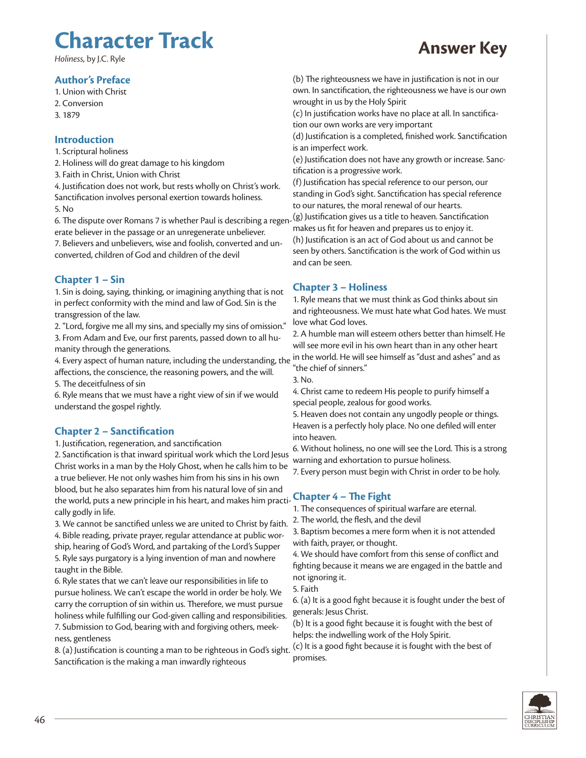# Character Track

*Holiness*, by J.C. Ryle

# Answer Key

## Author's Preface

1. Union with Christ
2. Conversion
3. 1879

## Introduction

1. Scriptural holiness
2. Holiness will do great damage to his kingdom
3. Faith in Christ, Union with Christ
4. Justification does not work, but rests wholly on Christ's work. Sanctification involves personal exertion towards holiness.
5. No
6. The dispute over Romans 7 is whether Paul is describing a regenerate believer in the passage or an unregenerate unbeliever.
7. Believers and unbelievers, wise and foolish, converted and unconverted, children of God and children of the devil

## Chapter 1 – Sin

1. Sin is doing, saying, thinking, or imagining anything that is not in perfect conformity with the mind and law of God. Sin is the transgression of the law.
2. "Lord, forgive me all my sins, and specially my sins of omission."
3. From Adam and Eve, our first parents, passed down to all humanity through the generations.
4. Every aspect of human nature, including the understanding, the affections, the conscience, the reasoning powers, and the will.
5. The deceitfulness of sin
6. Ryle means that we must have a right view of sin if we would understand the gospel rightly.

## Chapter 2 – Sanctification

1. Justification, regeneration, and sanctification
2. Sanctification is that inward spiritual work which the Lord Jesus Christ works in a man by the Holy Ghost, when he calls him to be a true believer. He not only washes him from his sins in his own blood, but he also separates him from his natural love of sin and the world, puts a new principle in his heart, and makes him practically godly in life.
3. We cannot be sanctified unless we are united to Christ by faith.
4. Bible reading, private prayer, regular attendance at public worship, hearing of God's Word, and partaking of the Lord's Supper
5. Ryle says purgatory is a lying invention of man and nowhere taught in the Bible.
6. Ryle states that we can't leave our responsibilities in life to pursue holiness. We can't escape the world in order be holy. We carry the corruption of sin within us. Therefore, we must pursue holiness while fulfilling our God-given calling and responsibilities.
7. Submission to God, bearing with and forgiving others, meekness, gentleness
8. (a) Justification is counting a man to be righteous in God's sight. Sanctification is the making a man inwardly righteous
(b) The righteousness we have in justification is not in our own. In sanctification, the righteousness we have is our own wrought in us by the Holy Spirit
(c) In justification works have no place at all. In sanctification our own works are very important
(d) Justification is a completed, finished work. Sanctification is an imperfect work.
(e) Justification does not have any growth or increase. Sanctification is a progressive work.
(f) Justification has special reference to our person, our standing in God's sight. Sanctification has special reference to our natures, the moral renewal of our hearts.
(g) Justification gives us a title to heaven. Sanctification makes us fit for heaven and prepares us to enjoy it.
(h) Justification is an act of God about us and cannot be seen by others. Sanctification is the work of God within us and can be seen.

## Chapter 3 – Holiness

1. Ryle means that we must think as God thinks about sin and righteousness. We must hate what God hates. We must love what God loves.
2. A humble man will esteem others better than himself. He will see more evil in his own heart than in any other heart in the world. He will see himself as "dust and ashes" and as "the chief of sinners."
3. No.
4. Christ came to redeem His people to purify himself a special people, zealous for good works.
5. Heaven does not contain any ungodly people or things. Heaven is a perfectly holy place. No one defiled will enter into heaven.
6. Without holiness, no one will see the Lord. This is a strong warning and exhortation to pursue holiness.
7. Every person must begin with Christ in order to be holy.

## Chapter 4 – The Fight

1. The consequences of spiritual warfare are eternal.
2. The world, the flesh, and the devil
3. Baptism becomes a mere form when it is not attended with faith, prayer, or thought.
4. We should have comfort from this sense of conflict and fighting because it means we are engaged in the battle and not ignoring it.
5. Faith
6. (a) It is a good fight because it is fought under the best of generals: Jesus Christ.
(b) It is a good fight because it is fought with the best of helps: the indwelling work of the Holy Spirit.
(c) It is a good fight because it is fought with the best of promises.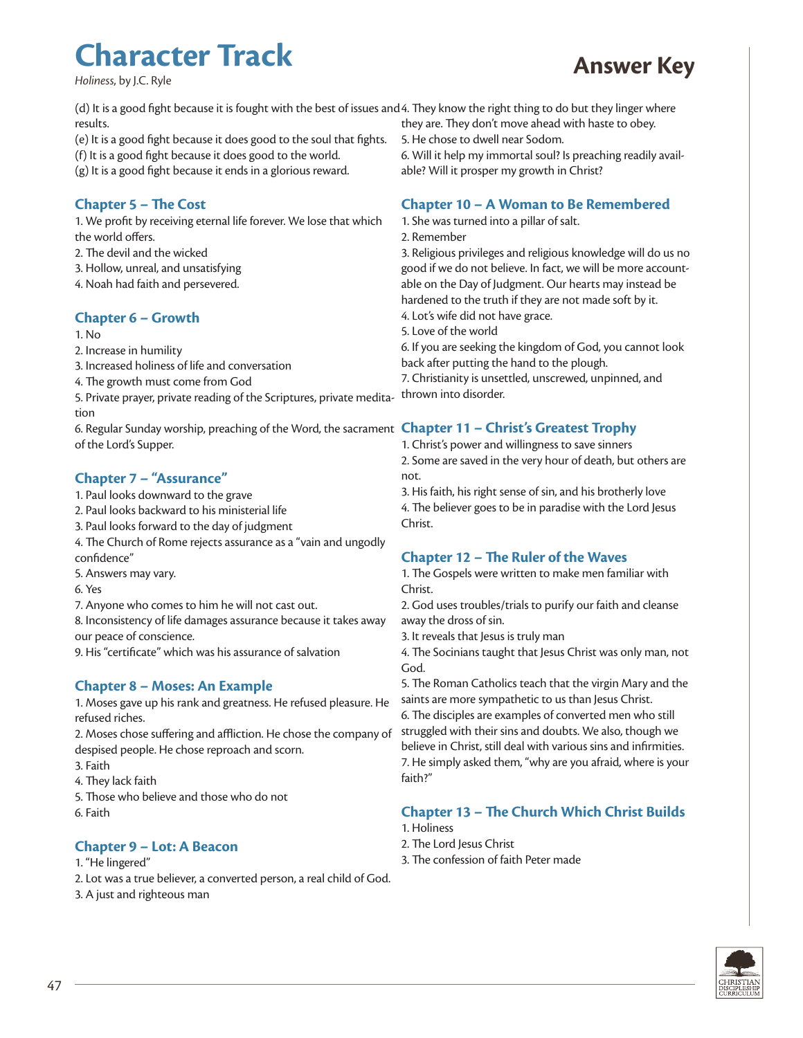# Character Track

*Holiness*, by J.C. Ryle

## Answer Key

(d) It is a good fight because it is fought with the best of issues and results.
(e) It is a good fight because it does good to the soul that fights.
(f) It is a good fight because it does good to the world.
(g) It is a good fight because it ends in a glorious reward.

### Chapter 5 – The Cost

1. We profit by receiving eternal life forever. We lose that which the world offers.
2. The devil and the wicked
3. Hollow, unreal, and unsatisfying
4. Noah had faith and persevered.

### Chapter 6 – Growth

1. No
2. Increase in humility
3. Increased holiness of life and conversation
4. The growth must come from God
5. Private prayer, private reading of the Scriptures, private meditation
6. Regular Sunday worship, preaching of the Word, the sacrament of the Lord's Supper.

### Chapter 7 – "Assurance"

1. Paul looks downward to the grave
2. Paul looks backward to his ministerial life
3. Paul looks forward to the day of judgment
4. The Church of Rome rejects assurance as a "vain and ungodly confidence"
5. Answers may vary.
6. Yes
7. Anyone who comes to him he will not cast out.
8. Inconsistency of life damages assurance because it takes away our peace of conscience.
9. His "certificate" which was his assurance of salvation

### Chapter 8 – Moses: An Example

1. Moses gave up his rank and greatness. He refused pleasure. He refused riches.
2. Moses chose suffering and affliction. He chose the company of despised people. He chose reproach and scorn.
3. Faith
4. They lack faith
5. Those who believe and those who do not
6. Faith

### Chapter 9 – Lot: A Beacon

1. "He lingered"
2. Lot was a true believer, a converted person, a real child of God.
3. A just and righteous man
4. They know the right thing to do but they linger where they are. They don't move ahead with haste to obey.
5. He chose to dwell near Sodom.
6. Will it help my immortal soul? Is preaching readily available? Will it prosper my growth in Christ?

### Chapter 10 – A Woman to Be Remembered

1. She was turned into a pillar of salt.
2. Remember
3. Religious privileges and religious knowledge will do us no good if we do not believe. In fact, we will be more accountable on the Day of Judgment. Our hearts may instead be hardened to the truth if they are not made soft by it.
4. Lot's wife did not have grace.
5. Love of the world
6. If you are seeking the kingdom of God, you cannot look back after putting the hand to the plough.
7. Christianity is unsettled, unscrewed, unpinned, and thrown into disorder.

### Chapter 11 – Christ's Greatest Trophy

1. Christ's power and willingness to save sinners
2. Some are saved in the very hour of death, but others are not.
3. His faith, his right sense of sin, and his brotherly love
4. The believer goes to be in paradise with the Lord Jesus Christ.

### Chapter 12 – The Ruler of the Waves

1. The Gospels were written to make men familiar with Christ.
2. God uses troubles/trials to purify our faith and cleanse away the dross of sin.
3. It reveals that Jesus is truly man
4. The Socinians taught that Jesus Christ was only man, not God.
5. The Roman Catholics teach that the virgin Mary and the saints are more sympathetic to us than Jesus Christ.
6. The disciples are examples of converted men who still struggled with their sins and doubts. We also, though we believe in Christ, still deal with various sins and infirmities.
7. He simply asked them, "why are you afraid, where is your faith?"

### Chapter 13 – The Church Which Christ Builds

1. Holiness
2. The Lord Jesus Christ
3. The confession of faith Peter made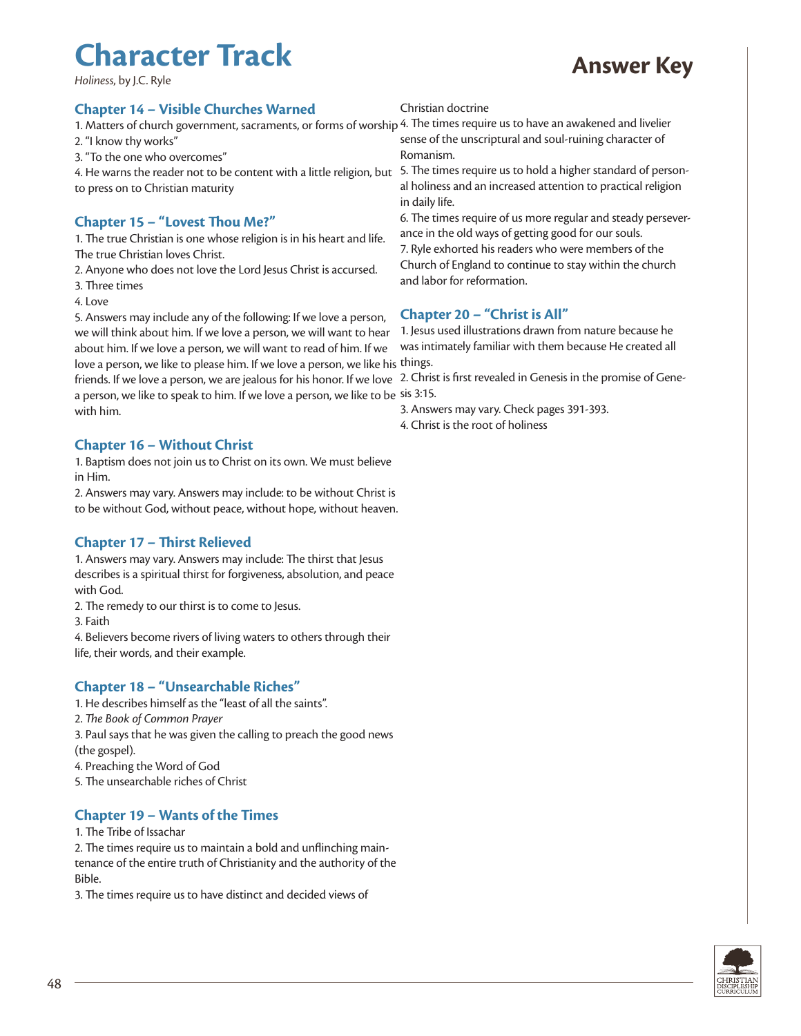# Character Track

*Holiness*, by J.C. Ryle

# Answer Key

## Chapter 14 – Visible Churches Warned

1. Matters of church government, sacraments, or forms of worship
2. "I know thy works"
3. "To the one who overcomes"
4. He warns the reader not to be content with a little religion, but to press on to Christian maturity

## Chapter 15 – "Lovest Thou Me?"

1. The true Christian is one whose religion is in his heart and life. The true Christian loves Christ.
2. Anyone who does not love the Lord Jesus Christ is accursed.
3. Three times
4. Love
5. Answers may include any of the following: If we love a person, we will think about him. If we love a person, we will want to hear about him. If we love a person, we will want to read of him. If we love a person, we like to please him. If we love a person, we like his friends. If we love a person, we are jealous for his honor. If we love a person, we like to speak to him. If we love a person, we like to be with him.

## Chapter 16 – Without Christ

1. Baptism does not join us to Christ on its own. We must believe in Him.
2. Answers may vary. Answers may include: to be without Christ is to be without God, without peace, without hope, without heaven.

## Chapter 17 – Thirst Relieved

1. Answers may vary. Answers may include: The thirst that Jesus describes is a spiritual thirst for forgiveness, absolution, and peace with God.
2. The remedy to our thirst is to come to Jesus.
3. Faith
4. Believers become rivers of living waters to others through their life, their words, and their example.

## Chapter 18 – "Unsearchable Riches"

1. He describes himself as the "least of all the saints".
2. *The Book of Common Prayer*
3. Paul says that he was given the calling to preach the good news (the gospel).
4. Preaching the Word of God
5. The unsearchable riches of Christ

## Chapter 19 – Wants of the Times

1. The Tribe of Issachar
2. The times require us to maintain a bold and unflinching maintenance of the entire truth of Christianity and the authority of the Bible.
3. The times require us to have distinct and decided views of Christian doctrine
4. The times require us to have an awakened and livelier sense of the unscriptural and soul-ruining character of Romanism.
5. The times require us to hold a higher standard of personal holiness and an increased attention to practical religion in daily life.
6. The times require of us more regular and steady perseverance in the old ways of getting good for our souls.
7. Ryle exhorted his readers who were members of the Church of England to continue to stay within the church and labor for reformation.

## Chapter 20 – "Christ is All"

1. Jesus used illustrations drawn from nature because he was intimately familiar with them because He created all things.
2. Christ is first revealed in Genesis in the promise of Genesis 3:15.
3. Answers may vary. Check pages 391-393.
4. Christ is the root of holiness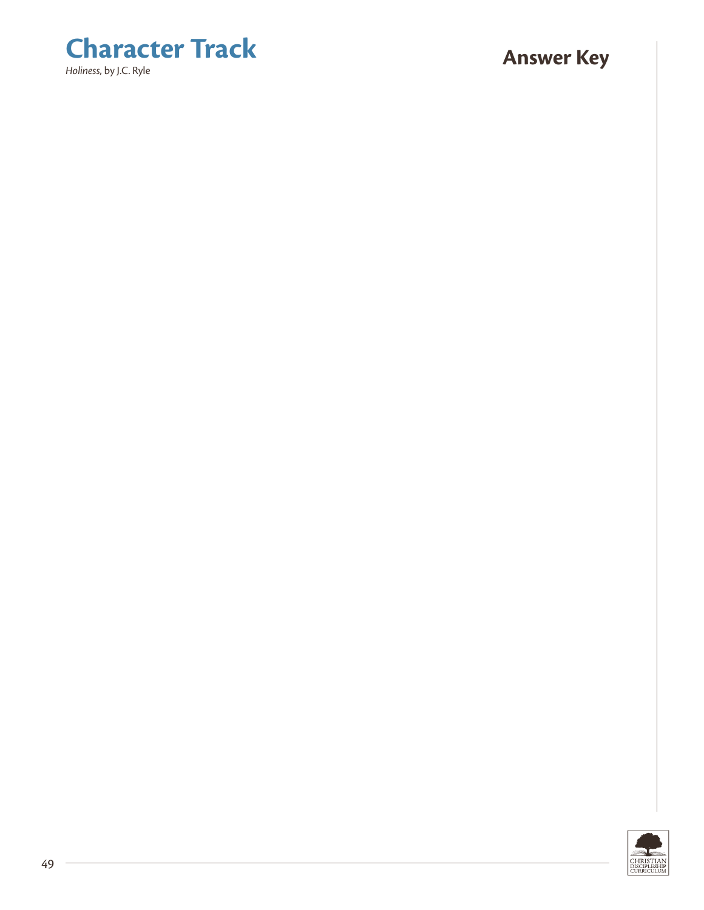# Character Track

*Holiness*, by J.C. Ryle

## Answer Key